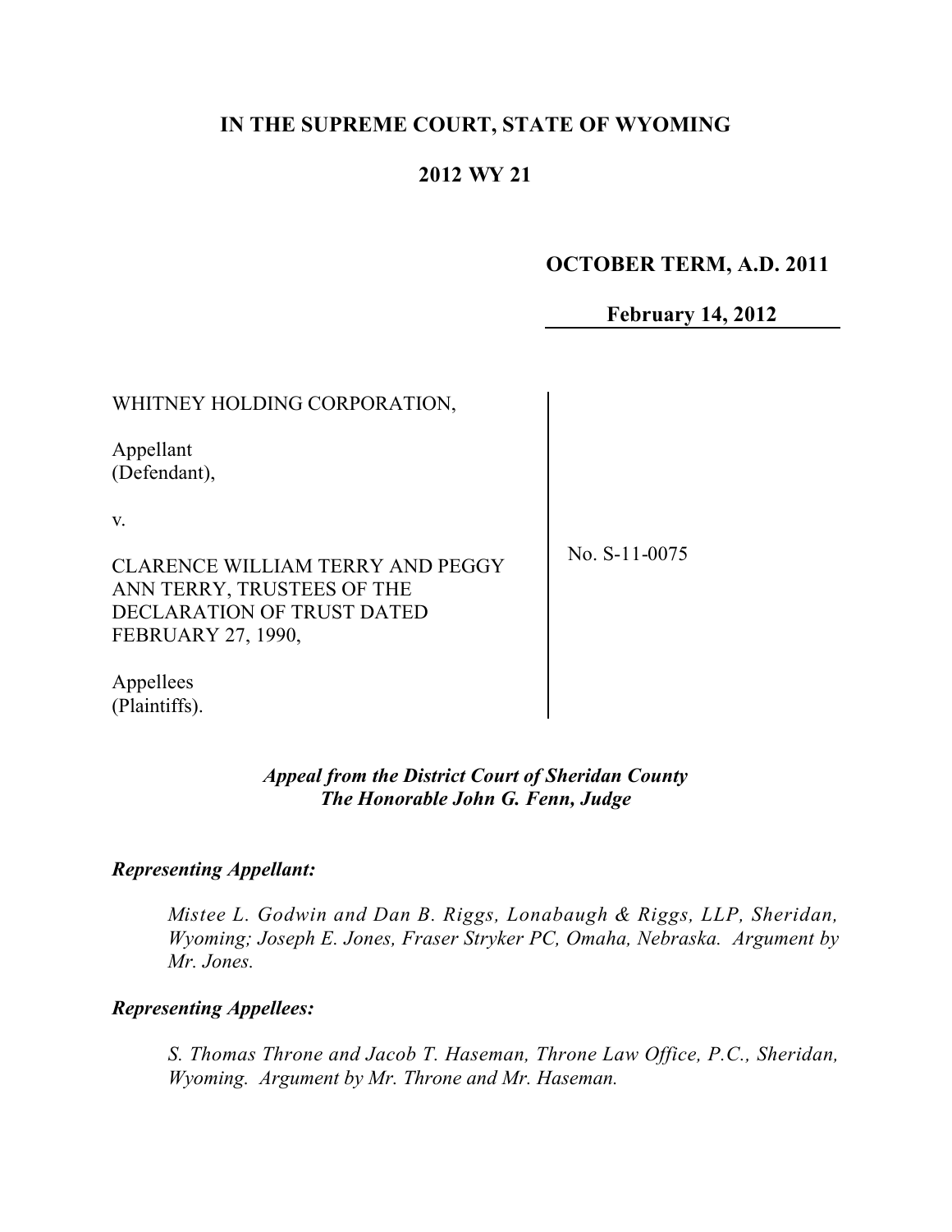**IN THE SUPREME COURT, STATE OF WYOMING**

**2012 WY 21**

**OCTOBER TERM, A.D. 2011**

**February 14, 2012**

WHITNEY HOLDING CORPORATION,

Appellant
(Defendant),

v.

CLARENCE WILLIAM TERRY AND PEGGY ANN TERRY, TRUSTEES OF THE DECLARATION OF TRUST DATED FEBRUARY 27, 1990,

Appellees
(Plaintiffs).

No. S-11-0075

***Appeal from the District Court of Sheridan County***
***The Honorable John G. Fenn, Judge***

***Representing Appellant:***

*Mistee L. Godwin and Dan B. Riggs, Lonabaugh & Riggs, LLP, Sheridan, Wyoming; Joseph E. Jones, Fraser Stryker PC, Omaha, Nebraska. Argument by Mr. Jones.*

***Representing Appellees:***

*S. Thomas Throne and Jacob T. Haseman, Throne Law Office, P.C., Sheridan, Wyoming. Argument by Mr. Throne and Mr. Haseman.*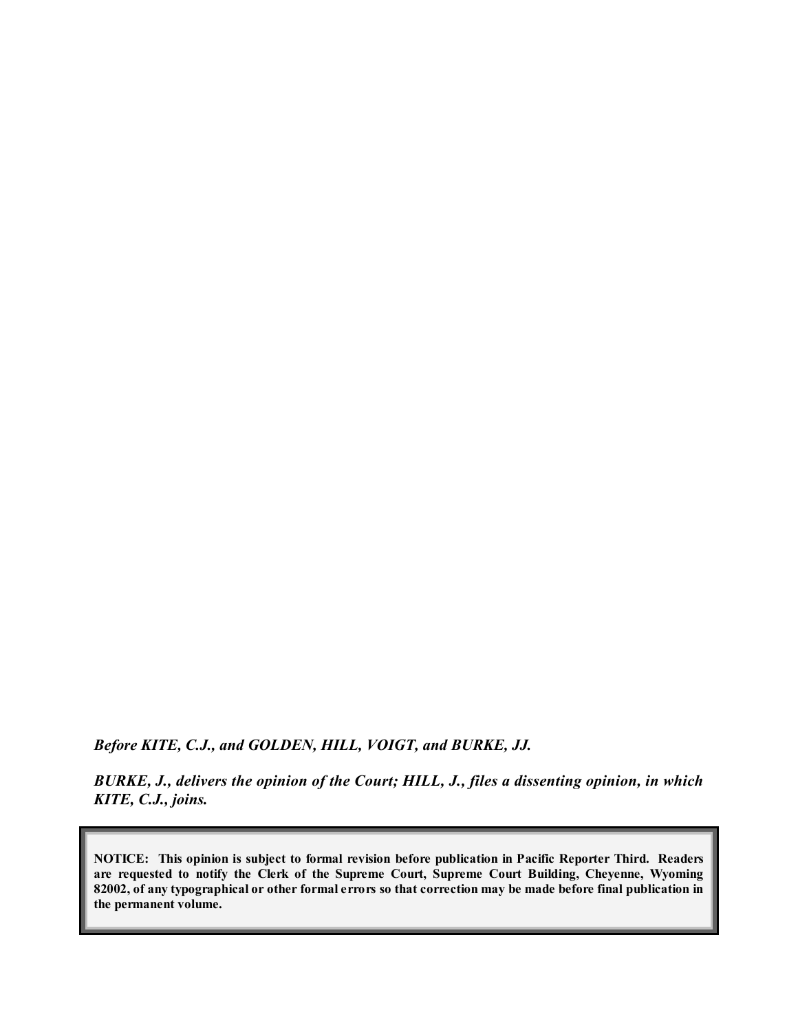*Before KITE, C.J., and GOLDEN, HILL, VOIGT, and BURKE, JJ.*

*BURKE, J., delivers the opinion of the Court; HILL, J., files a dissenting opinion, in which KITE, C.J., joins.*

**NOTICE: This opinion is subject to formal revision before publication in Pacific Reporter Third. Readers are requested to notify the Clerk of the Supreme Court, Supreme Court Building, Cheyenne, Wyoming 82002, of any typographical or other formal errors so that correction may be made before final publication in the permanent volume.**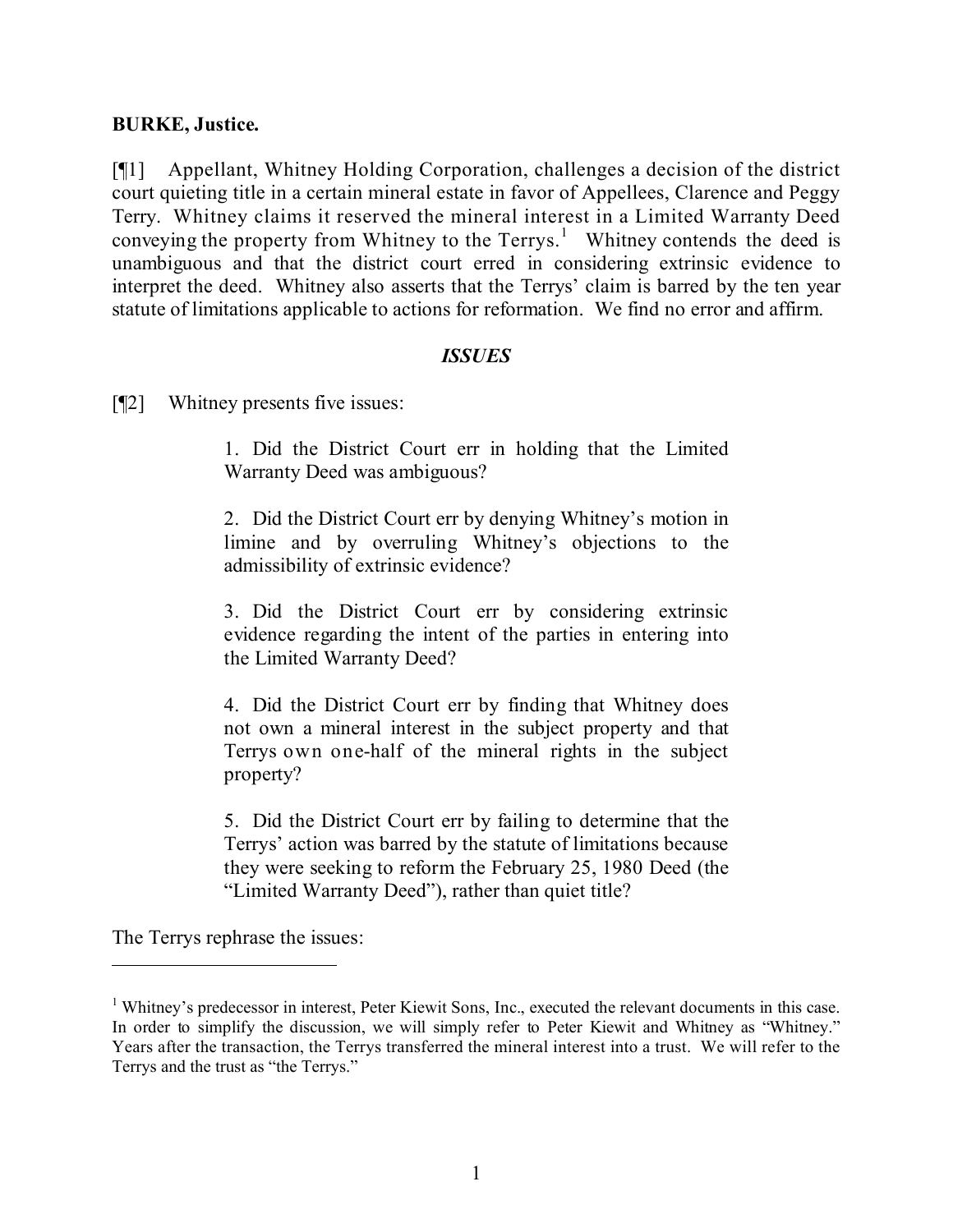**BURKE, Justice.**

[¶1] Appellant, Whitney Holding Corporation, challenges a decision of the district court quieting title in a certain mineral estate in favor of Appellees, Clarence and Peggy Terry. Whitney claims it reserved the mineral interest in a Limited Warranty Deed conveying the property from Whitney to the Terrys.[1] Whitney contends the deed is unambiguous and that the district court erred in considering extrinsic evidence to interpret the deed. Whitney also asserts that the Terrys' claim is barred by the ten year statute of limitations applicable to actions for reformation. We find no error and affirm.

## *ISSUES*

[¶2] Whitney presents five issues:

> 1. Did the District Court err in holding that the Limited Warranty Deed was ambiguous?
>
> 2. Did the District Court err by denying Whitney's motion in limine and by overruling Whitney's objections to the admissibility of extrinsic evidence?
>
> 3. Did the District Court err by considering extrinsic evidence regarding the intent of the parties in entering into the Limited Warranty Deed?
>
> 4. Did the District Court err by finding that Whitney does not own a mineral interest in the subject property and that Terrys own one-half of the mineral rights in the subject property?
>
> 5. Did the District Court err by failing to determine that the Terrys' action was barred by the statute of limitations because they were seeking to reform the February 25, 1980 Deed (the "Limited Warranty Deed"), rather than quiet title?

The Terrys rephrase the issues:

---

[1] Whitney's predecessor in interest, Peter Kiewit Sons, Inc., executed the relevant documents in this case. In order to simplify the discussion, we will simply refer to Peter Kiewit and Whitney as "Whitney." Years after the transaction, the Terrys transferred the mineral interest into a trust. We will refer to the Terrys and the trust as "the Terrys."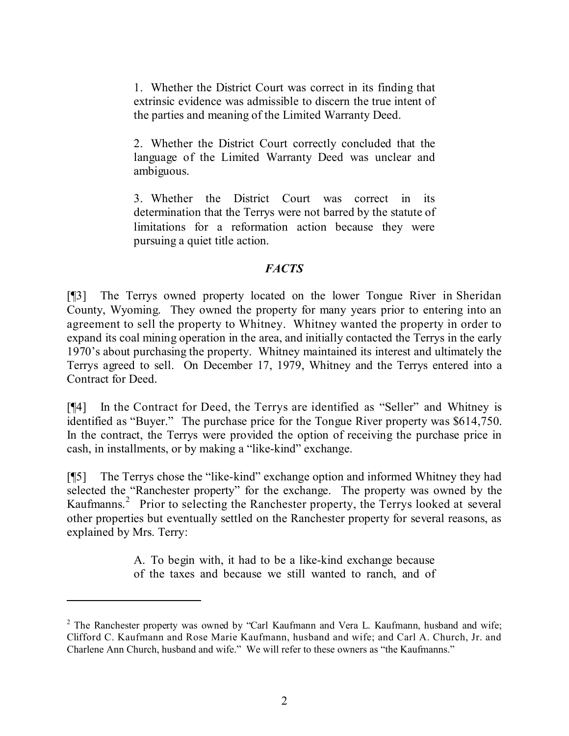> 1. Whether the District Court was correct in its finding that extrinsic evidence was admissible to discern the true intent of the parties and meaning of the Limited Warranty Deed.
>
> 2. Whether the District Court correctly concluded that the language of the Limited Warranty Deed was unclear and ambiguous.
>
> 3. Whether the District Court was correct in its determination that the Terrys were not barred by the statute of limitations for a reformation action because they were pursuing a quiet title action.

## *FACTS*

[¶3] The Terrys owned property located on the lower Tongue River in Sheridan County, Wyoming. They owned the property for many years prior to entering into an agreement to sell the property to Whitney. Whitney wanted the property in order to expand its coal mining operation in the area, and initially contacted the Terrys in the early 1970's about purchasing the property. Whitney maintained its interest and ultimately the Terrys agreed to sell. On December 17, 1979, Whitney and the Terrys entered into a Contract for Deed.

[¶4] In the Contract for Deed, the Terrys are identified as "Seller" and Whitney is identified as "Buyer." The purchase price for the Tongue River property was $614,750. In the contract, the Terrys were provided the option of receiving the purchase price in cash, in installments, or by making a "like-kind" exchange.

[¶5] The Terrys chose the "like-kind" exchange option and informed Whitney they had selected the "Ranchester property" for the exchange. The property was owned by the Kaufmanns.[2] Prior to selecting the Ranchester property, the Terrys looked at several other properties but eventually settled on the Ranchester property for several reasons, as explained by Mrs. Terry:

> A. To begin with, it had to be a like-kind exchange because of the taxes and because we still wanted to ranch, and of

---

[2] The Ranchester property was owned by "Carl Kaufmann and Vera L. Kaufmann, husband and wife; Clifford C. Kaufmann and Rose Marie Kaufmann, husband and wife; and Carl A. Church, Jr. and Charlene Ann Church, husband and wife." We will refer to these owners as "the Kaufmanns."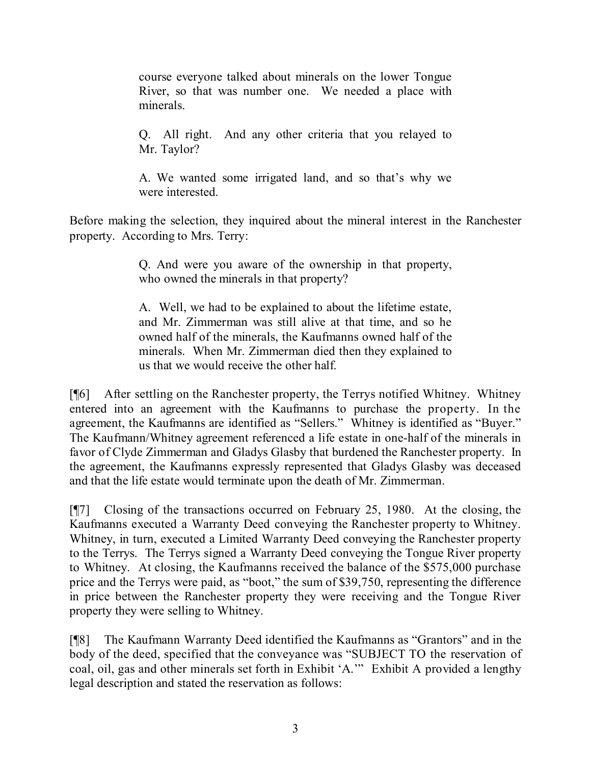> course everyone talked about minerals on the lower Tongue River, so that was number one. We needed a place with minerals.
>
> Q. All right. And any other criteria that you relayed to Mr. Taylor?
>
> A. We wanted some irrigated land, and so that's why we were interested.

Before making the selection, they inquired about the mineral interest in the Ranchester property. According to Mrs. Terry:

> Q. And were you aware of the ownership in that property, who owned the minerals in that property?
>
> A. Well, we had to be explained to about the lifetime estate, and Mr. Zimmerman was still alive at that time, and so he owned half of the minerals, the Kaufmanns owned half of the minerals. When Mr. Zimmerman died then they explained to us that we would receive the other half.

[¶6] After settling on the Ranchester property, the Terrys notified Whitney. Whitney entered into an agreement with the Kaufmanns to purchase the property. In the agreement, the Kaufmanns are identified as "Sellers." Whitney is identified as "Buyer." The Kaufmann/Whitney agreement referenced a life estate in one-half of the minerals in favor of Clyde Zimmerman and Gladys Glasby that burdened the Ranchester property. In the agreement, the Kaufmanns expressly represented that Gladys Glasby was deceased and that the life estate would terminate upon the death of Mr. Zimmerman.

[¶7] Closing of the transactions occurred on February 25, 1980. At the closing, the Kaufmanns executed a Warranty Deed conveying the Ranchester property to Whitney. Whitney, in turn, executed a Limited Warranty Deed conveying the Ranchester property to the Terrys. The Terrys signed a Warranty Deed conveying the Tongue River property to Whitney. At closing, the Kaufmanns received the balance of the $575,000 purchase price and the Terrys were paid, as "boot," the sum of $39,750, representing the difference in price between the Ranchester property they were receiving and the Tongue River property they were selling to Whitney.

[¶8] The Kaufmann Warranty Deed identified the Kaufmanns as "Grantors" and in the body of the deed, specified that the conveyance was "SUBJECT TO the reservation of coal, oil, gas and other minerals set forth in Exhibit 'A.'" Exhibit A provided a lengthy legal description and stated the reservation as follows: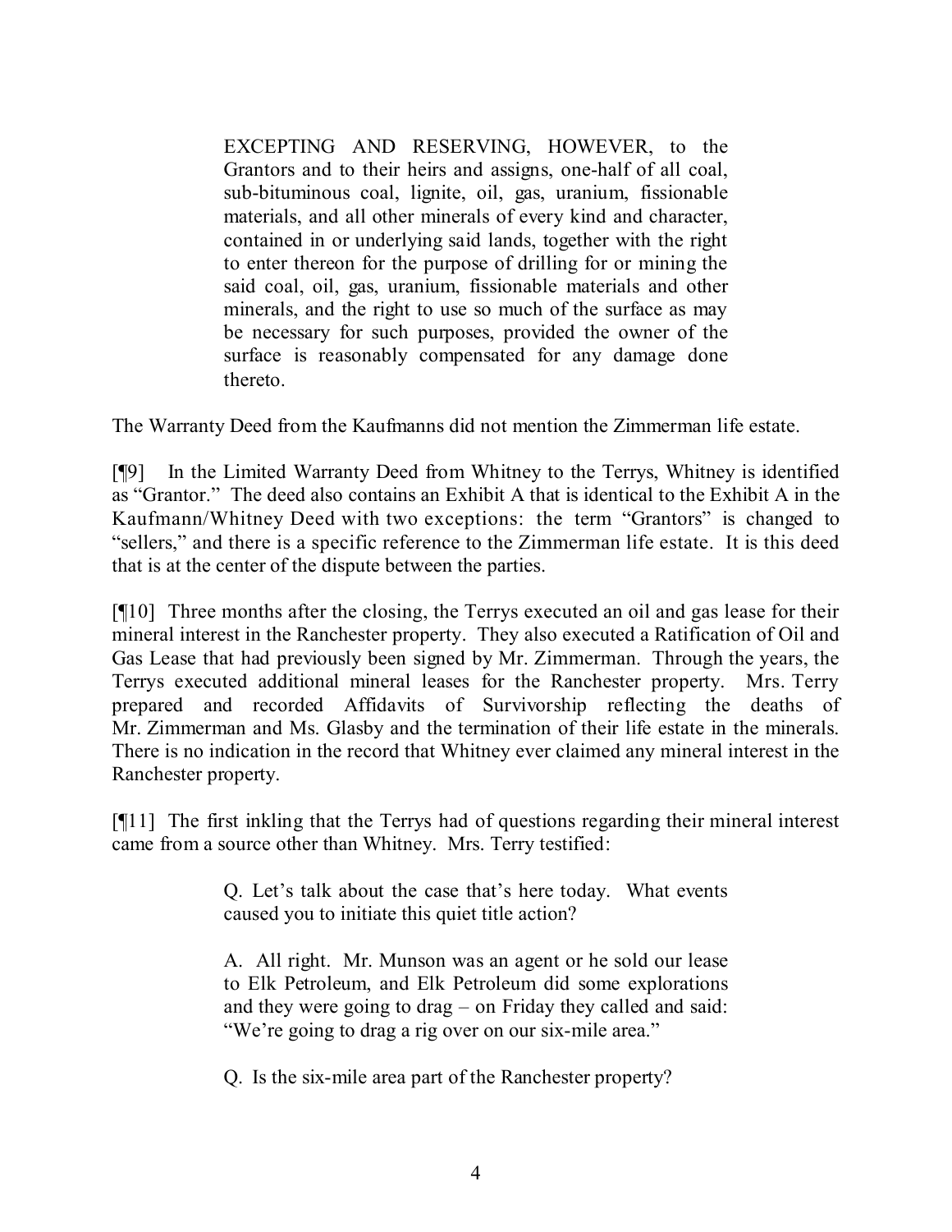> EXCEPTING AND RESERVING, HOWEVER, to the Grantors and to their heirs and assigns, one-half of all coal, sub-bituminous coal, lignite, oil, gas, uranium, fissionable materials, and all other minerals of every kind and character, contained in or underlying said lands, together with the right to enter thereon for the purpose of drilling for or mining the said coal, oil, gas, uranium, fissionable materials and other minerals, and the right to use so much of the surface as may be necessary for such purposes, provided the owner of the surface is reasonably compensated for any damage done thereto.

The Warranty Deed from the Kaufmanns did not mention the Zimmerman life estate.

[¶9] In the Limited Warranty Deed from Whitney to the Terrys, Whitney is identified as "Grantor." The deed also contains an Exhibit A that is identical to the Exhibit A in the Kaufmann/Whitney Deed with two exceptions: the term "Grantors" is changed to "sellers," and there is a specific reference to the Zimmerman life estate. It is this deed that is at the center of the dispute between the parties.

[¶10] Three months after the closing, the Terrys executed an oil and gas lease for their mineral interest in the Ranchester property. They also executed a Ratification of Oil and Gas Lease that had previously been signed by Mr. Zimmerman. Through the years, the Terrys executed additional mineral leases for the Ranchester property. Mrs. Terry prepared and recorded Affidavits of Survivorship reflecting the deaths of Mr. Zimmerman and Ms. Glasby and the termination of their life estate in the minerals. There is no indication in the record that Whitney ever claimed any mineral interest in the Ranchester property.

[¶11] The first inkling that the Terrys had of questions regarding their mineral interest came from a source other than Whitney. Mrs. Terry testified:

> Q. Let's talk about the case that's here today. What events caused you to initiate this quiet title action?
>
> A. All right. Mr. Munson was an agent or he sold our lease to Elk Petroleum, and Elk Petroleum did some explorations and they were going to drag – on Friday they called and said: "We're going to drag a rig over on our six-mile area."
>
> Q. Is the six-mile area part of the Ranchester property?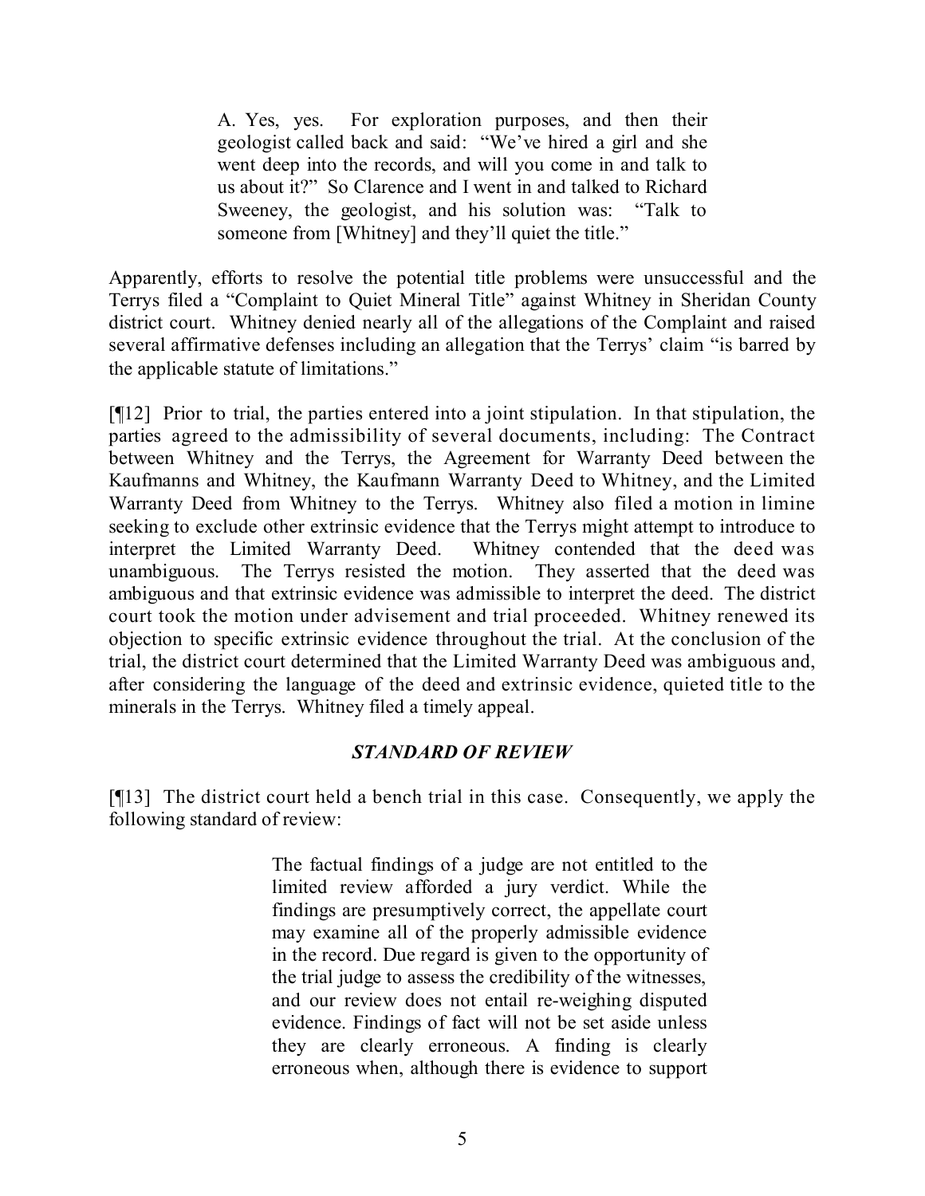> A. Yes, yes. For exploration purposes, and then their geologist called back and said: "We've hired a girl and she went deep into the records, and will you come in and talk to us about it?" So Clarence and I went in and talked to Richard Sweeney, the geologist, and his solution was: "Talk to someone from [Whitney] and they'll quiet the title."

Apparently, efforts to resolve the potential title problems were unsuccessful and the Terrys filed a "Complaint to Quiet Mineral Title" against Whitney in Sheridan County district court. Whitney denied nearly all of the allegations of the Complaint and raised several affirmative defenses including an allegation that the Terrys' claim "is barred by the applicable statute of limitations."

[¶12] Prior to trial, the parties entered into a joint stipulation. In that stipulation, the parties agreed to the admissibility of several documents, including: The Contract between Whitney and the Terrys, the Agreement for Warranty Deed between the Kaufmanns and Whitney, the Kaufmann Warranty Deed to Whitney, and the Limited Warranty Deed from Whitney to the Terrys. Whitney also filed a motion in limine seeking to exclude other extrinsic evidence that the Terrys might attempt to introduce to interpret the Limited Warranty Deed. Whitney contended that the deed was unambiguous. The Terrys resisted the motion. They asserted that the deed was ambiguous and that extrinsic evidence was admissible to interpret the deed. The district court took the motion under advisement and trial proceeded. Whitney renewed its objection to specific extrinsic evidence throughout the trial. At the conclusion of the trial, the district court determined that the Limited Warranty Deed was ambiguous and, after considering the language of the deed and extrinsic evidence, quieted title to the minerals in the Terrys. Whitney filed a timely appeal.

## *STANDARD OF REVIEW*

[¶13] The district court held a bench trial in this case. Consequently, we apply the following standard of review:

> The factual findings of a judge are not entitled to the limited review afforded a jury verdict. While the findings are presumptively correct, the appellate court may examine all of the properly admissible evidence in the record. Due regard is given to the opportunity of the trial judge to assess the credibility of the witnesses, and our review does not entail re-weighing disputed evidence. Findings of fact will not be set aside unless they are clearly erroneous. A finding is clearly erroneous when, although there is evidence to support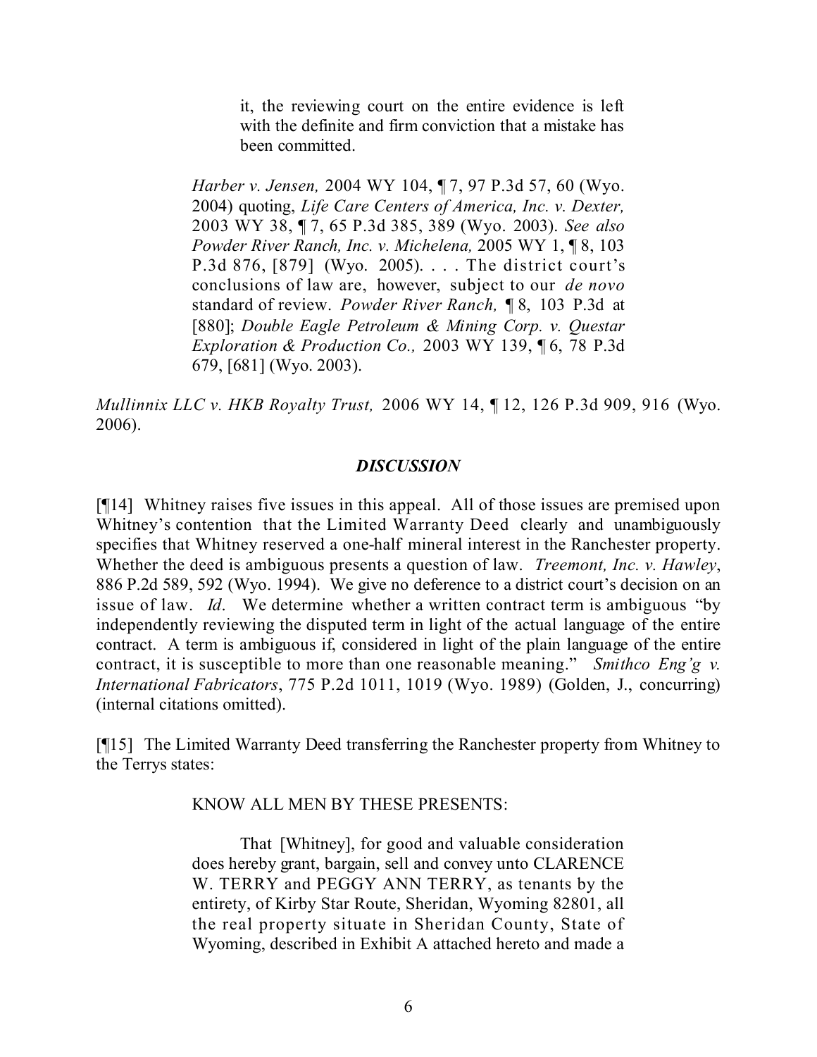> it, the reviewing court on the entire evidence is left with the definite and firm conviction that a mistake has been committed.
>
> *Harber v. Jensen,* 2004 WY 104, ¶ 7, 97 P.3d 57, 60 (Wyo. 2004) quoting, *Life Care Centers of America, Inc. v. Dexter,* 2003 WY 38, ¶ 7, 65 P.3d 385, 389 (Wyo. 2003). *See also Powder River Ranch, Inc. v. Michelena,* 2005 WY 1, ¶ 8, 103 P.3d 876, [879] (Wyo. 2005). . . . The district court's conclusions of law are, however, subject to our *de novo* standard of review. *Powder River Ranch,* ¶ 8, 103 P.3d at [880]; *Double Eagle Petroleum & Mining Corp. v. Questar Exploration & Production Co.,* 2003 WY 139, ¶ 6, 78 P.3d 679, [681] (Wyo. 2003).

*Mullinnix LLC v. HKB Royalty Trust,* 2006 WY 14, ¶ 12, 126 P.3d 909, 916 (Wyo. 2006).

## *DISCUSSION*

[¶14] Whitney raises five issues in this appeal. All of those issues are premised upon Whitney's contention that the Limited Warranty Deed clearly and unambiguously specifies that Whitney reserved a one-half mineral interest in the Ranchester property. Whether the deed is ambiguous presents a question of law. *Treemont, Inc. v. Hawley*, 886 P.2d 589, 592 (Wyo. 1994). We give no deference to a district court's decision on an issue of law. *Id*. We determine whether a written contract term is ambiguous "by independently reviewing the disputed term in light of the actual language of the entire contract. A term is ambiguous if, considered in light of the plain language of the entire contract, it is susceptible to more than one reasonable meaning." *Smithco Eng'g v. International Fabricators*, 775 P.2d 1011, 1019 (Wyo. 1989) (Golden, J., concurring) (internal citations omitted).

[¶15] The Limited Warranty Deed transferring the Ranchester property from Whitney to the Terrys states:

> KNOW ALL MEN BY THESE PRESENTS:
>
> That [Whitney], for good and valuable consideration does hereby grant, bargain, sell and convey unto CLARENCE W. TERRY and PEGGY ANN TERRY, as tenants by the entirety, of Kirby Star Route, Sheridan, Wyoming 82801, all the real property situate in Sheridan County, State of Wyoming, described in Exhibit A attached hereto and made a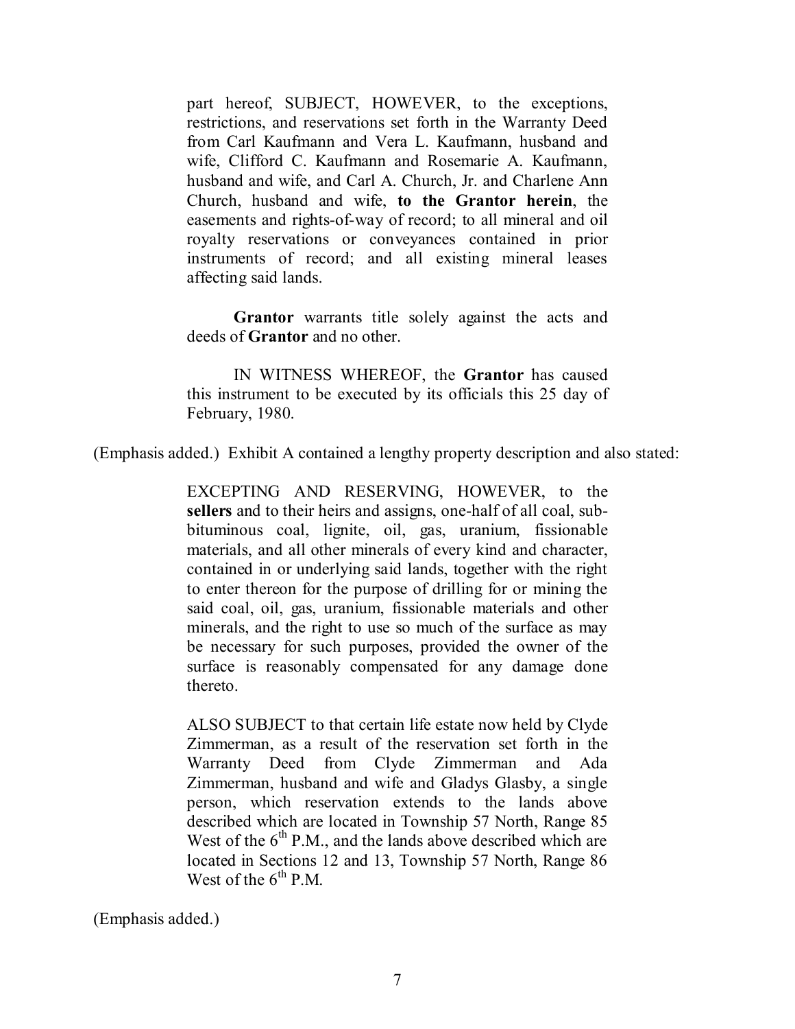> part hereof, SUBJECT, HOWEVER, to the exceptions, restrictions, and reservations set forth in the Warranty Deed from Carl Kaufmann and Vera L. Kaufmann, husband and wife, Clifford C. Kaufmann and Rosemarie A. Kaufmann, husband and wife, and Carl A. Church, Jr. and Charlene Ann Church, husband and wife, **to the Grantor herein**, the easements and rights-of-way of record; to all mineral and oil royalty reservations or conveyances contained in prior instruments of record; and all existing mineral leases affecting said lands.
>
> **Grantor** warrants title solely against the acts and deeds of **Grantor** and no other.
>
> IN WITNESS WHEREOF, the **Grantor** has caused this instrument to be executed by its officials this 25 day of February, 1980.

(Emphasis added.) Exhibit A contained a lengthy property description and also stated:

> EXCEPTING AND RESERVING, HOWEVER, to the **sellers** and to their heirs and assigns, one-half of all coal, sub-bituminous coal, lignite, oil, gas, uranium, fissionable materials, and all other minerals of every kind and character, contained in or underlying said lands, together with the right to enter thereon for the purpose of drilling for or mining the said coal, oil, gas, uranium, fissionable materials and other minerals, and the right to use so much of the surface as may be necessary for such purposes, provided the owner of the surface is reasonably compensated for any damage done thereto.
>
> ALSO SUBJECT to that certain life estate now held by Clyde Zimmerman, as a result of the reservation set forth in the Warranty Deed from Clyde Zimmerman and Ada Zimmerman, husband and wife and Gladys Glasby, a single person, which reservation extends to the lands above described which are located in Township 57 North, Range 85 West of the 6th P.M., and the lands above described which are located in Sections 12 and 13, Township 57 North, Range 86 West of the 6th P.M.

(Emphasis added.)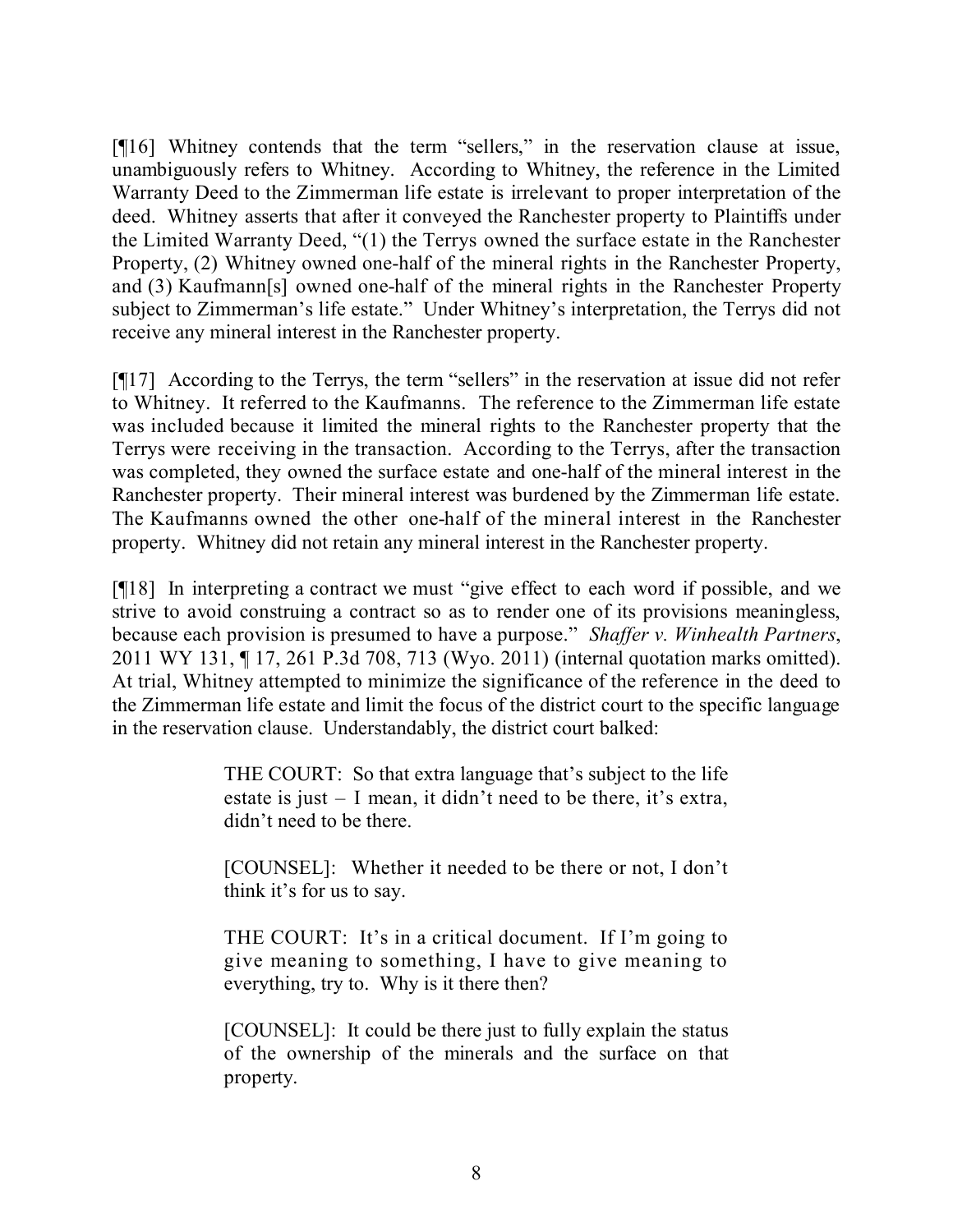[¶16] Whitney contends that the term "sellers," in the reservation clause at issue, unambiguously refers to Whitney. According to Whitney, the reference in the Limited Warranty Deed to the Zimmerman life estate is irrelevant to proper interpretation of the deed. Whitney asserts that after it conveyed the Ranchester property to Plaintiffs under the Limited Warranty Deed, "(1) the Terrys owned the surface estate in the Ranchester Property, (2) Whitney owned one-half of the mineral rights in the Ranchester Property, and (3) Kaufmann[s] owned one-half of the mineral rights in the Ranchester Property subject to Zimmerman's life estate." Under Whitney's interpretation, the Terrys did not receive any mineral interest in the Ranchester property.

[¶17] According to the Terrys, the term "sellers" in the reservation at issue did not refer to Whitney. It referred to the Kaufmanns. The reference to the Zimmerman life estate was included because it limited the mineral rights to the Ranchester property that the Terrys were receiving in the transaction. According to the Terrys, after the transaction was completed, they owned the surface estate and one-half of the mineral interest in the Ranchester property. Their mineral interest was burdened by the Zimmerman life estate. The Kaufmanns owned the other one-half of the mineral interest in the Ranchester property. Whitney did not retain any mineral interest in the Ranchester property.

[¶18] In interpreting a contract we must "give effect to each word if possible, and we strive to avoid construing a contract so as to render one of its provisions meaningless, because each provision is presumed to have a purpose." *Shaffer v. Winhealth Partners*, 2011 WY 131, ¶ 17, 261 P.3d 708, 713 (Wyo. 2011) (internal quotation marks omitted). At trial, Whitney attempted to minimize the significance of the reference in the deed to the Zimmerman life estate and limit the focus of the district court to the specific language in the reservation clause. Understandably, the district court balked:

> THE COURT: So that extra language that's subject to the life estate is just – I mean, it didn't need to be there, it's extra, didn't need to be there.
>
> [COUNSEL]: Whether it needed to be there or not, I don't think it's for us to say.
>
> THE COURT: It's in a critical document. If I'm going to give meaning to something, I have to give meaning to everything, try to. Why is it there then?
>
> [COUNSEL]: It could be there just to fully explain the status of the ownership of the minerals and the surface on that property.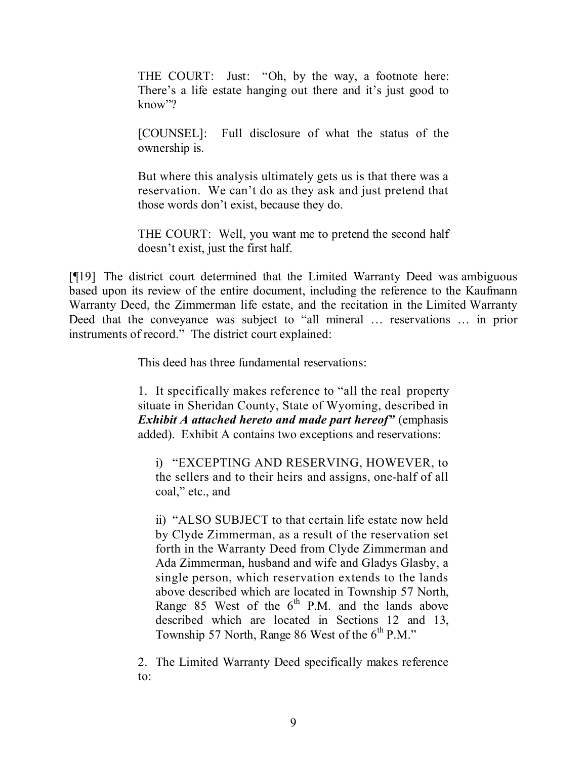> THE COURT: Just: "Oh, by the way, a footnote here: There's a life estate hanging out there and it's just good to know"?
>
> [COUNSEL]: Full disclosure of what the status of the ownership is.
>
> But where this analysis ultimately gets us is that there was a reservation. We can't do as they ask and just pretend that those words don't exist, because they do.
>
> THE COURT: Well, you want me to pretend the second half doesn't exist, just the first half.

[¶19] The district court determined that the Limited Warranty Deed was ambiguous based upon its review of the entire document, including the reference to the Kaufmann Warranty Deed, the Zimmerman life estate, and the recitation in the Limited Warranty Deed that the conveyance was subject to "all mineral … reservations … in prior instruments of record." The district court explained:

> This deed has three fundamental reservations:
>
> 1. It specifically makes reference to "all the real property situate in Sheridan County, State of Wyoming, described in ***Exhibit A attached hereto and made part hereof*"** (emphasis added). Exhibit A contains two exceptions and reservations:
>
> > i) "EXCEPTING AND RESERVING, HOWEVER, to the sellers and to their heirs and assigns, one-half of all coal," etc., and
> >
> > ii) "ALSO SUBJECT to that certain life estate now held by Clyde Zimmerman, as a result of the reservation set forth in the Warranty Deed from Clyde Zimmerman and Ada Zimmerman, husband and wife and Gladys Glasby, a single person, which reservation extends to the lands above described which are located in Township 57 North, Range 85 West of the 6th P.M. and the lands above described which are located in Sections 12 and 13, Township 57 North, Range 86 West of the 6th P.M."
>
> 2. The Limited Warranty Deed specifically makes reference to: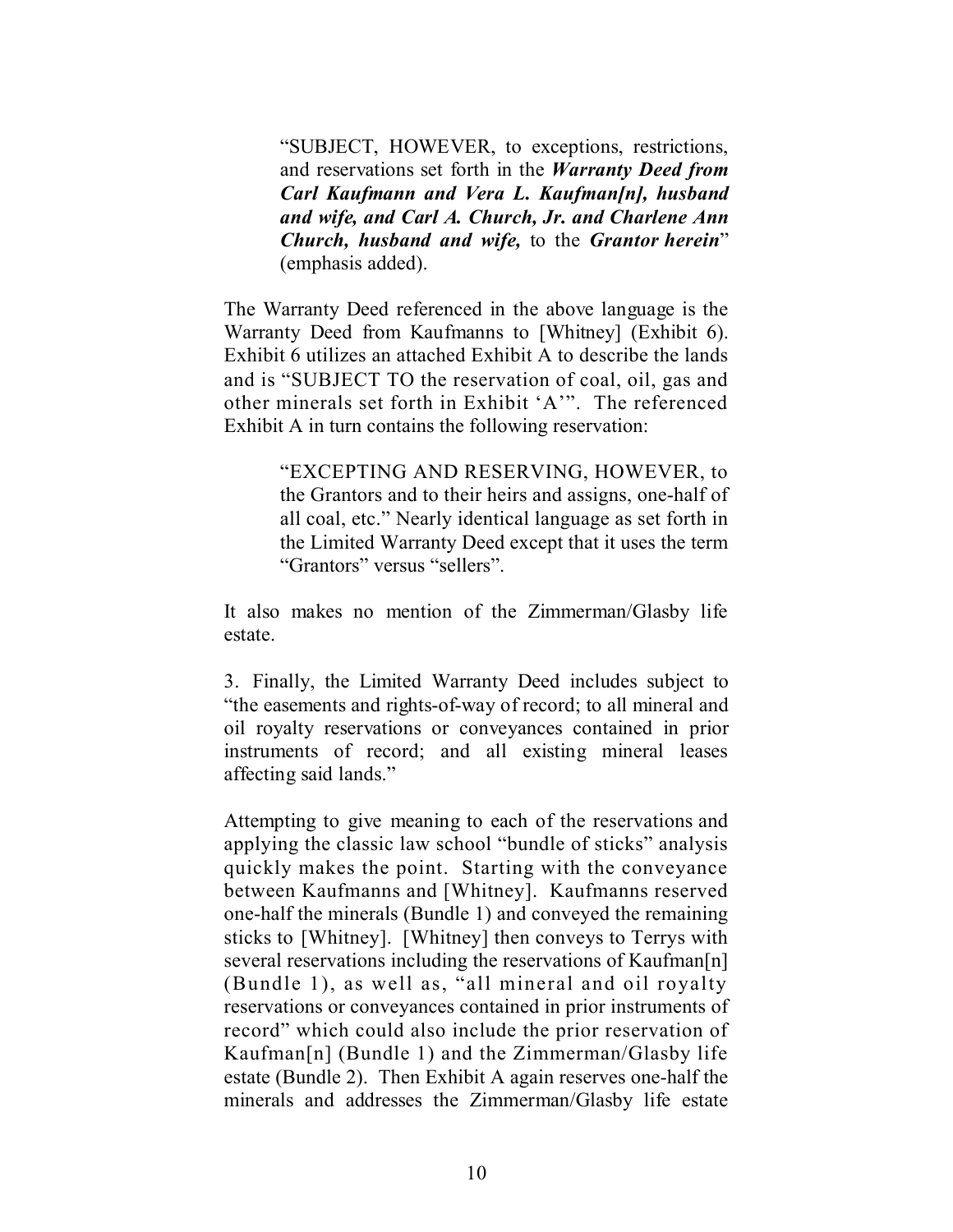> "SUBJECT, HOWEVER, to exceptions, restrictions, and reservations set forth in the ***Warranty Deed from Carl Kaufmann and Vera L. Kaufman[n], husband and wife, and Carl A. Church, Jr. and Charlene Ann Church, husband and wife,*** to the ***Grantor herein***" (emphasis added).

The Warranty Deed referenced in the above language is the Warranty Deed from Kaufmanns to [Whitney] (Exhibit 6). Exhibit 6 utilizes an attached Exhibit A to describe the lands and is "SUBJECT TO the reservation of coal, oil, gas and other minerals set forth in Exhibit 'A'". The referenced Exhibit A in turn contains the following reservation:

> "EXCEPTING AND RESERVING, HOWEVER, to the Grantors and to their heirs and assigns, one-half of all coal, etc." Nearly identical language as set forth in the Limited Warranty Deed except that it uses the term "Grantors" versus "sellers".

It also makes no mention of the Zimmerman/Glasby life estate.

3. Finally, the Limited Warranty Deed includes subject to "the easements and rights-of-way of record; to all mineral and oil royalty reservations or conveyances contained in prior instruments of record; and all existing mineral leases affecting said lands."

Attempting to give meaning to each of the reservations and applying the classic law school "bundle of sticks" analysis quickly makes the point. Starting with the conveyance between Kaufmanns and [Whitney]. Kaufmanns reserved one-half the minerals (Bundle 1) and conveyed the remaining sticks to [Whitney]. [Whitney] then conveys to Terrys with several reservations including the reservations of Kaufman[n] (Bundle 1), as well as, "all mineral and oil royalty reservations or conveyances contained in prior instruments of record" which could also include the prior reservation of Kaufman[n] (Bundle 1) and the Zimmerman/Glasby life estate (Bundle 2). Then Exhibit A again reserves one-half the minerals and addresses the Zimmerman/Glasby life estate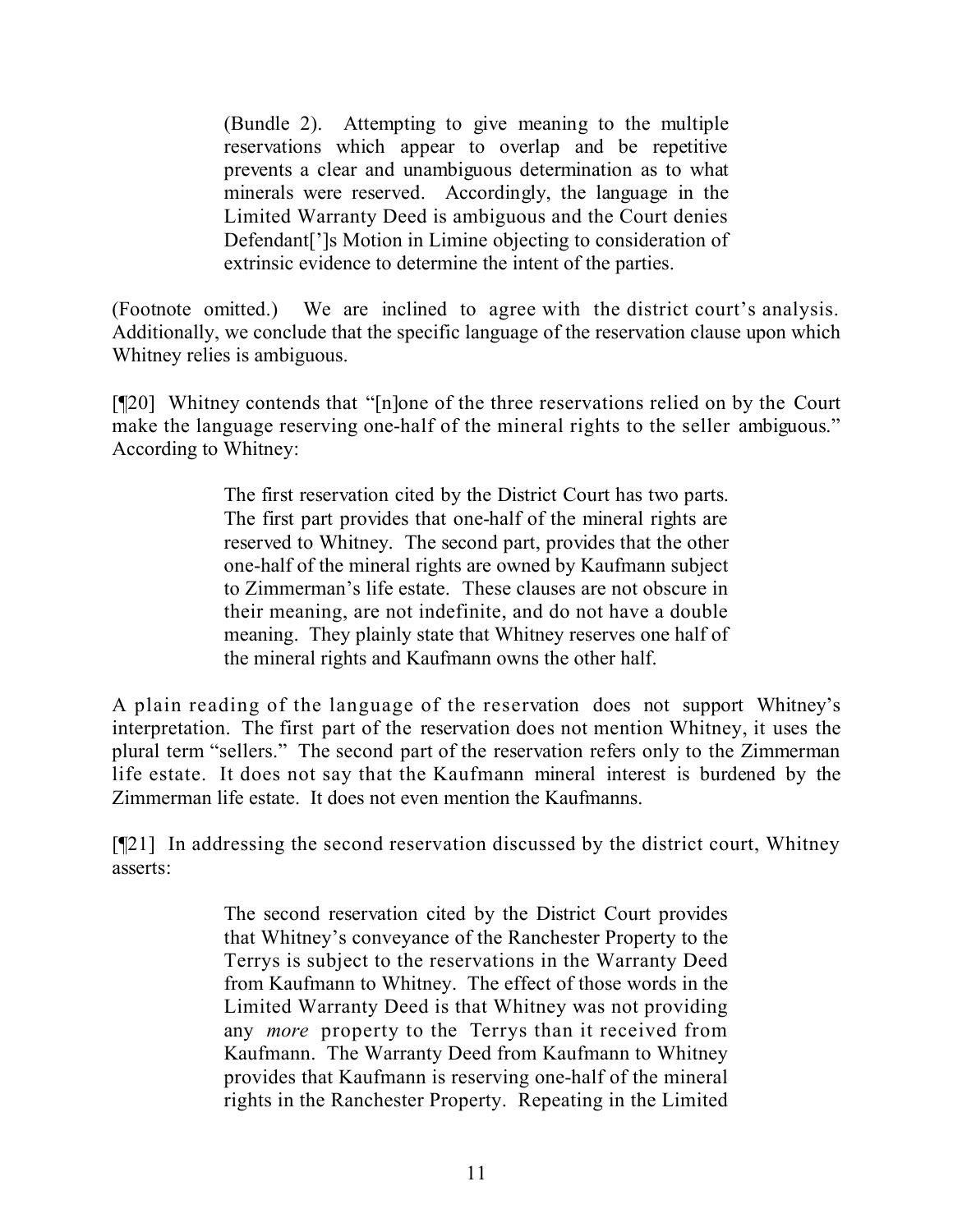> (Bundle 2). Attempting to give meaning to the multiple reservations which appear to overlap and be repetitive prevents a clear and unambiguous determination as to what minerals were reserved. Accordingly, the language in the Limited Warranty Deed is ambiguous and the Court denies Defendant[']s Motion in Limine objecting to consideration of extrinsic evidence to determine the intent of the parties.

(Footnote omitted.) We are inclined to agree with the district court's analysis. Additionally, we conclude that the specific language of the reservation clause upon which Whitney relies is ambiguous.

[¶20] Whitney contends that "[n]one of the three reservations relied on by the Court make the language reserving one-half of the mineral rights to the seller ambiguous." According to Whitney:

> The first reservation cited by the District Court has two parts. The first part provides that one-half of the mineral rights are reserved to Whitney. The second part, provides that the other one-half of the mineral rights are owned by Kaufmann subject to Zimmerman's life estate. These clauses are not obscure in their meaning, are not indefinite, and do not have a double meaning. They plainly state that Whitney reserves one half of the mineral rights and Kaufmann owns the other half.

A plain reading of the language of the reservation does not support Whitney's interpretation. The first part of the reservation does not mention Whitney, it uses the plural term "sellers." The second part of the reservation refers only to the Zimmerman life estate. It does not say that the Kaufmann mineral interest is burdened by the Zimmerman life estate. It does not even mention the Kaufmanns.

[¶21] In addressing the second reservation discussed by the district court, Whitney asserts:

> The second reservation cited by the District Court provides that Whitney's conveyance of the Ranchester Property to the Terrys is subject to the reservations in the Warranty Deed from Kaufmann to Whitney. The effect of those words in the Limited Warranty Deed is that Whitney was not providing any *more* property to the Terrys than it received from Kaufmann. The Warranty Deed from Kaufmann to Whitney provides that Kaufmann is reserving one-half of the mineral rights in the Ranchester Property. Repeating in the Limited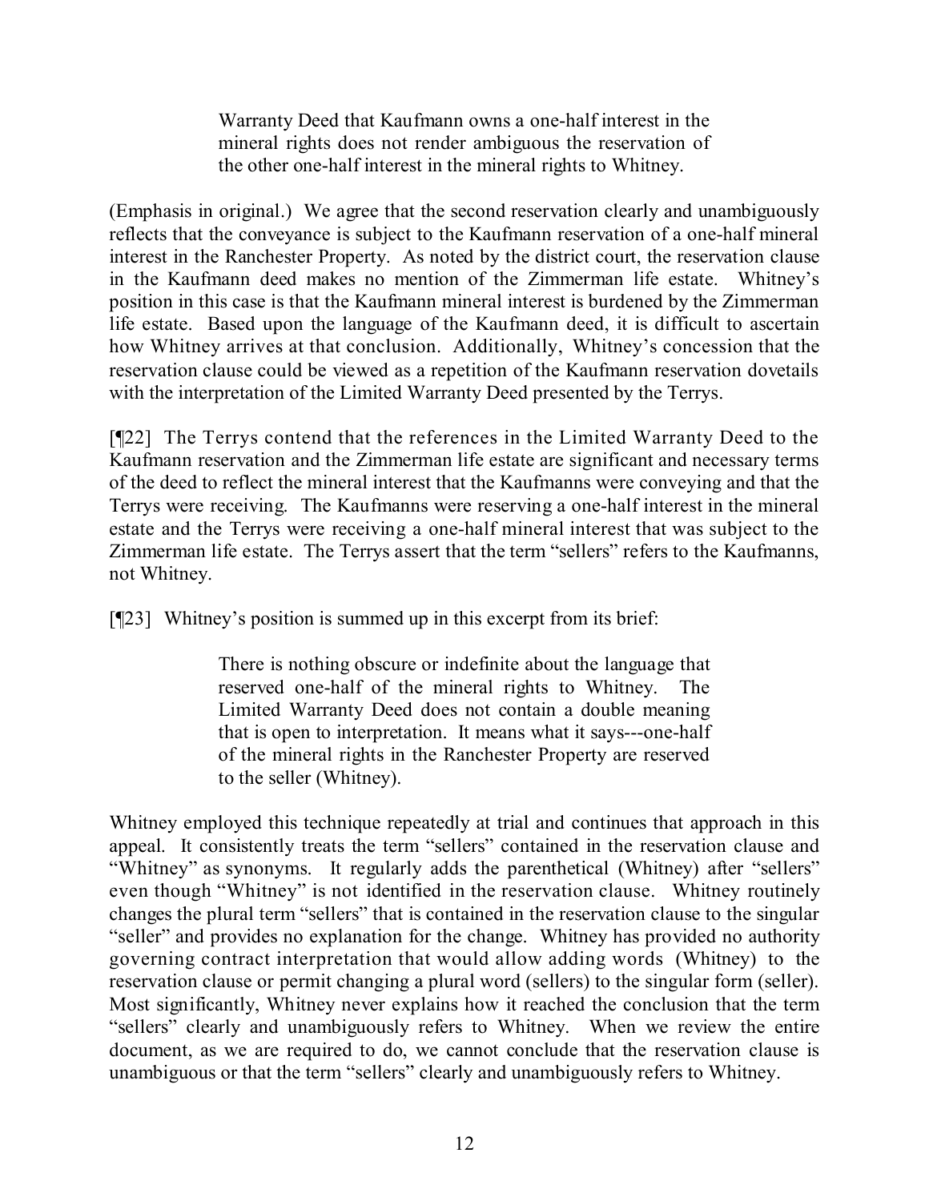> Warranty Deed that Kaufmann owns a one-half interest in the mineral rights does not render ambiguous the reservation of the other one-half interest in the mineral rights to Whitney.

(Emphasis in original.) We agree that the second reservation clearly and unambiguously reflects that the conveyance is subject to the Kaufmann reservation of a one-half mineral interest in the Ranchester Property. As noted by the district court, the reservation clause in the Kaufmann deed makes no mention of the Zimmerman life estate. Whitney's position in this case is that the Kaufmann mineral interest is burdened by the Zimmerman life estate. Based upon the language of the Kaufmann deed, it is difficult to ascertain how Whitney arrives at that conclusion. Additionally, Whitney's concession that the reservation clause could be viewed as a repetition of the Kaufmann reservation dovetails with the interpretation of the Limited Warranty Deed presented by the Terrys.

[¶22] The Terrys contend that the references in the Limited Warranty Deed to the Kaufmann reservation and the Zimmerman life estate are significant and necessary terms of the deed to reflect the mineral interest that the Kaufmanns were conveying and that the Terrys were receiving. The Kaufmanns were reserving a one-half interest in the mineral estate and the Terrys were receiving a one-half mineral interest that was subject to the Zimmerman life estate. The Terrys assert that the term "sellers" refers to the Kaufmanns, not Whitney.

[¶23] Whitney's position is summed up in this excerpt from its brief:

> There is nothing obscure or indefinite about the language that reserved one-half of the mineral rights to Whitney. The Limited Warranty Deed does not contain a double meaning that is open to interpretation. It means what it says---one-half of the mineral rights in the Ranchester Property are reserved to the seller (Whitney).

Whitney employed this technique repeatedly at trial and continues that approach in this appeal. It consistently treats the term "sellers" contained in the reservation clause and "Whitney" as synonyms. It regularly adds the parenthetical (Whitney) after "sellers" even though "Whitney" is not identified in the reservation clause. Whitney routinely changes the plural term "sellers" that is contained in the reservation clause to the singular "seller" and provides no explanation for the change. Whitney has provided no authority governing contract interpretation that would allow adding words (Whitney) to the reservation clause or permit changing a plural word (sellers) to the singular form (seller). Most significantly, Whitney never explains how it reached the conclusion that the term "sellers" clearly and unambiguously refers to Whitney. When we review the entire document, as we are required to do, we cannot conclude that the reservation clause is unambiguous or that the term "sellers" clearly and unambiguously refers to Whitney.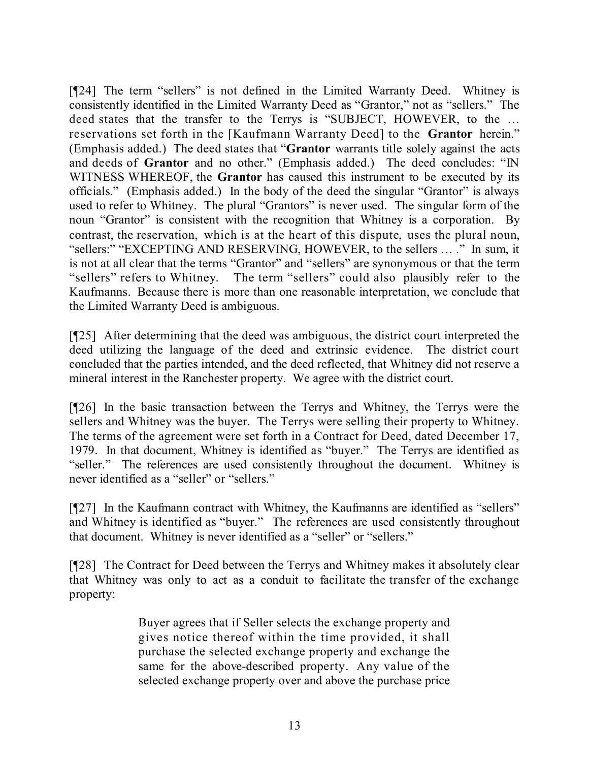[¶24] The term "sellers" is not defined in the Limited Warranty Deed. Whitney is consistently identified in the Limited Warranty Deed as "Grantor," not as "sellers." The deed states that the transfer to the Terrys is "SUBJECT, HOWEVER, to the … reservations set forth in the [Kaufmann Warranty Deed] to the **Grantor** herein." (Emphasis added.) The deed states that "**Grantor** warrants title solely against the acts and deeds of **Grantor** and no other." (Emphasis added.) The deed concludes: "IN WITNESS WHEREOF, the **Grantor** has caused this instrument to be executed by its officials." (Emphasis added.) In the body of the deed the singular "Grantor" is always used to refer to Whitney. The plural "Grantors" is never used. The singular form of the noun "Grantor" is consistent with the recognition that Whitney is a corporation. By contrast, the reservation, which is at the heart of this dispute, uses the plural noun, "sellers:" "EXCEPTING AND RESERVING, HOWEVER, to the sellers … ." In sum, it is not at all clear that the terms "Grantor" and "sellers" are synonymous or that the term "sellers" refers to Whitney. The term "sellers" could also plausibly refer to the Kaufmanns. Because there is more than one reasonable interpretation, we conclude that the Limited Warranty Deed is ambiguous.

[¶25] After determining that the deed was ambiguous, the district court interpreted the deed utilizing the language of the deed and extrinsic evidence. The district court concluded that the parties intended, and the deed reflected, that Whitney did not reserve a mineral interest in the Ranchester property. We agree with the district court.

[¶26] In the basic transaction between the Terrys and Whitney, the Terrys were the sellers and Whitney was the buyer. The Terrys were selling their property to Whitney. The terms of the agreement were set forth in a Contract for Deed, dated December 17, 1979. In that document, Whitney is identified as "buyer." The Terrys are identified as "seller." The references are used consistently throughout the document. Whitney is never identified as a "seller" or "sellers."

[¶27] In the Kaufmann contract with Whitney, the Kaufmanns are identified as "sellers" and Whitney is identified as "buyer." The references are used consistently throughout that document. Whitney is never identified as a "seller" or "sellers."

[¶28] The Contract for Deed between the Terrys and Whitney makes it absolutely clear that Whitney was only to act as a conduit to facilitate the transfer of the exchange property:

> Buyer agrees that if Seller selects the exchange property and gives notice thereof within the time provided, it shall purchase the selected exchange property and exchange the same for the above-described property. Any value of the selected exchange property over and above the purchase price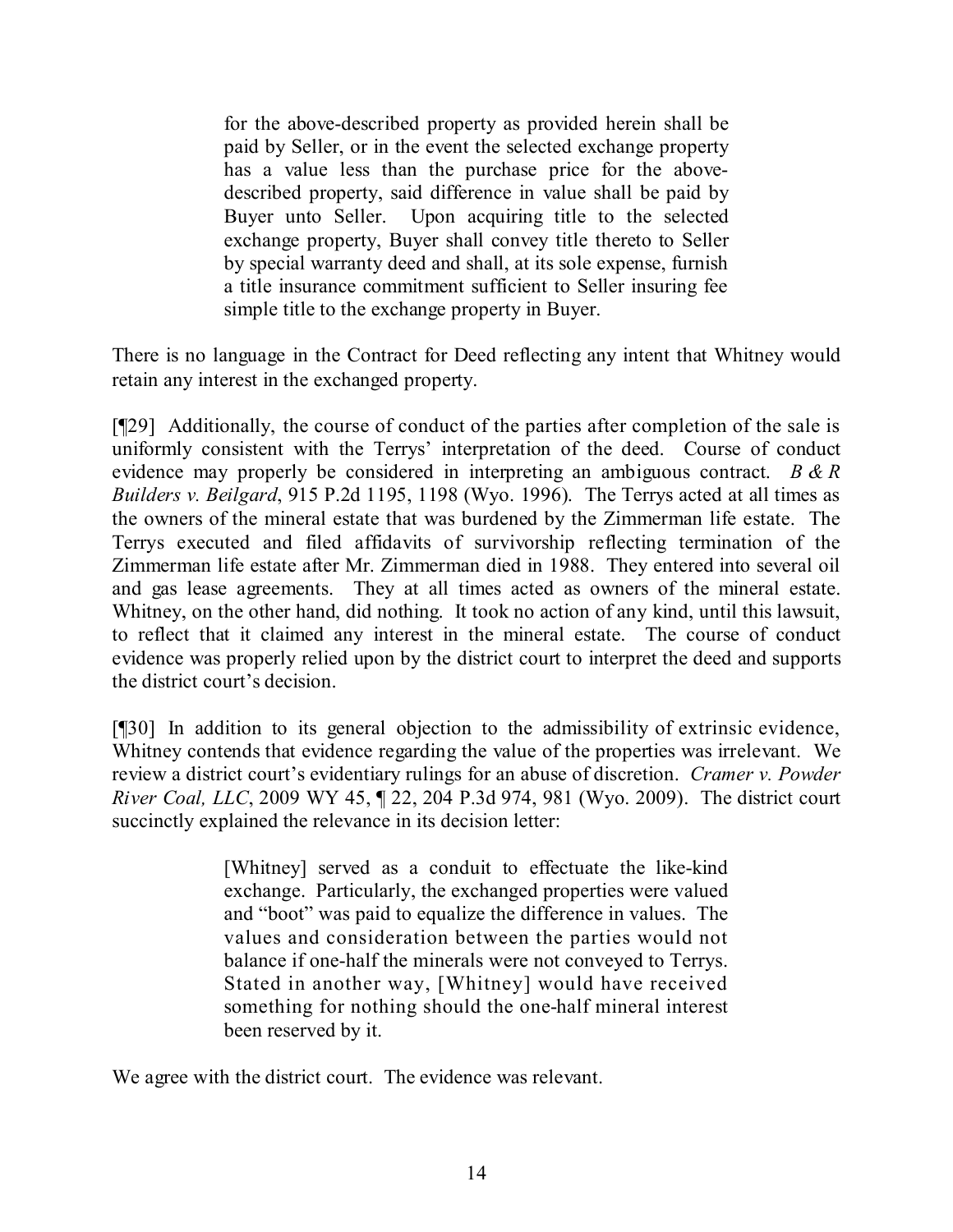> for the above-described property as provided herein shall be paid by Seller, or in the event the selected exchange property has a value less than the purchase price for the above-described property, said difference in value shall be paid by Buyer unto Seller. Upon acquiring title to the selected exchange property, Buyer shall convey title thereto to Seller by special warranty deed and shall, at its sole expense, furnish a title insurance commitment sufficient to Seller insuring fee simple title to the exchange property in Buyer.

There is no language in the Contract for Deed reflecting any intent that Whitney would retain any interest in the exchanged property.

[¶29] Additionally, the course of conduct of the parties after completion of the sale is uniformly consistent with the Terrys' interpretation of the deed. Course of conduct evidence may properly be considered in interpreting an ambiguous contract. *B & R Builders v. Beilgard*, 915 P.2d 1195, 1198 (Wyo. 1996). The Terrys acted at all times as the owners of the mineral estate that was burdened by the Zimmerman life estate. The Terrys executed and filed affidavits of survivorship reflecting termination of the Zimmerman life estate after Mr. Zimmerman died in 1988. They entered into several oil and gas lease agreements. They at all times acted as owners of the mineral estate. Whitney, on the other hand, did nothing. It took no action of any kind, until this lawsuit, to reflect that it claimed any interest in the mineral estate. The course of conduct evidence was properly relied upon by the district court to interpret the deed and supports the district court's decision.

[¶30] In addition to its general objection to the admissibility of extrinsic evidence, Whitney contends that evidence regarding the value of the properties was irrelevant. We review a district court's evidentiary rulings for an abuse of discretion. *Cramer v. Powder River Coal, LLC*, 2009 WY 45, ¶ 22, 204 P.3d 974, 981 (Wyo. 2009). The district court succinctly explained the relevance in its decision letter:

> [Whitney] served as a conduit to effectuate the like-kind exchange. Particularly, the exchanged properties were valued and "boot" was paid to equalize the difference in values. The values and consideration between the parties would not balance if one-half the minerals were not conveyed to Terrys. Stated in another way, [Whitney] would have received something for nothing should the one-half mineral interest been reserved by it.

We agree with the district court. The evidence was relevant.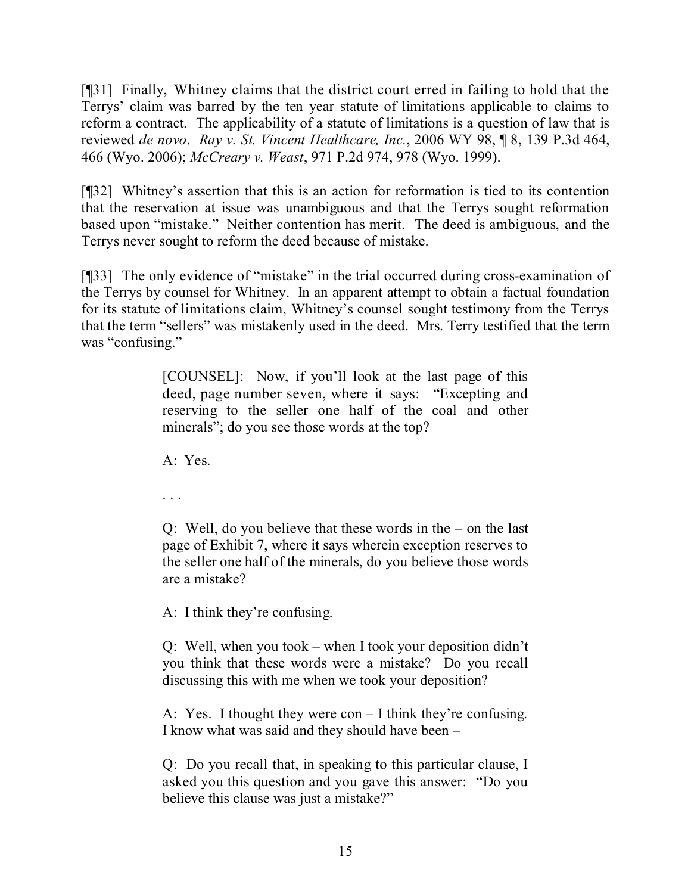[¶31] Finally, Whitney claims that the district court erred in failing to hold that the Terrys' claim was barred by the ten year statute of limitations applicable to claims to reform a contract. The applicability of a statute of limitations is a question of law that is reviewed *de novo*. *Ray v. St. Vincent Healthcare, Inc.*, 2006 WY 98, ¶ 8, 139 P.3d 464, 466 (Wyo. 2006); *McCreary v. Weast*, 971 P.2d 974, 978 (Wyo. 1999).

[¶32] Whitney's assertion that this is an action for reformation is tied to its contention that the reservation at issue was unambiguous and that the Terrys sought reformation based upon "mistake." Neither contention has merit. The deed is ambiguous, and the Terrys never sought to reform the deed because of mistake.

[¶33] The only evidence of "mistake" in the trial occurred during cross-examination of the Terrys by counsel for Whitney. In an apparent attempt to obtain a factual foundation for its statute of limitations claim, Whitney's counsel sought testimony from the Terrys that the term "sellers" was mistakenly used in the deed. Mrs. Terry testified that the term was "confusing."

> [COUNSEL]: Now, if you'll look at the last page of this deed, page number seven, where it says: "Excepting and reserving to the seller one half of the coal and other minerals"; do you see those words at the top?
>
> A: Yes.
>
> . . .
>
> Q: Well, do you believe that these words in the – on the last page of Exhibit 7, where it says wherein exception reserves to the seller one half of the minerals, do you believe those words are a mistake?
>
> A: I think they're confusing.
>
> Q: Well, when you took – when I took your deposition didn't you think that these words were a mistake? Do you recall discussing this with me when we took your deposition?
>
> A: Yes. I thought they were con – I think they're confusing. I know what was said and they should have been –
>
> Q: Do you recall that, in speaking to this particular clause, I asked you this question and you gave this answer: "Do you believe this clause was just a mistake?"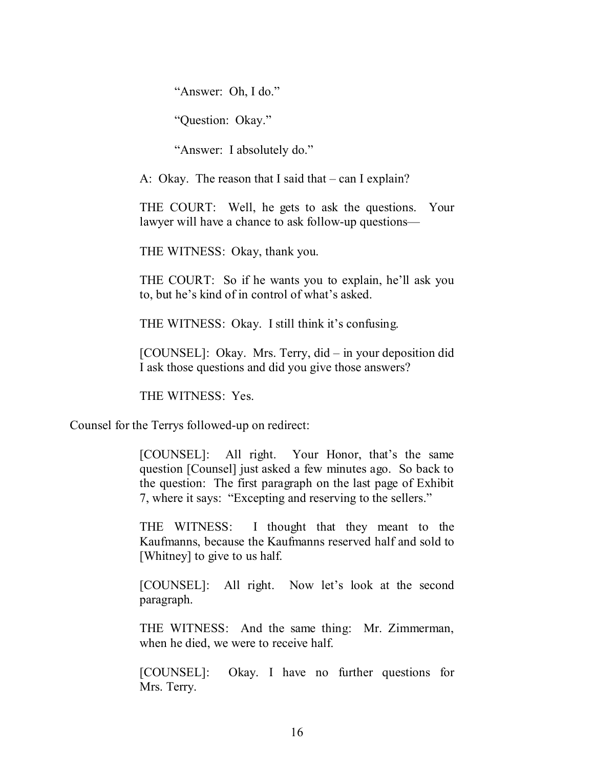"Answer: Oh, I do."

"Question: Okay."

"Answer: I absolutely do."

A: Okay. The reason that I said that – can I explain?

THE COURT: Well, he gets to ask the questions. Your lawyer will have a chance to ask follow-up questions—

THE WITNESS: Okay, thank you.

THE COURT: So if he wants you to explain, he'll ask you to, but he's kind of in control of what's asked.

THE WITNESS: Okay. I still think it's confusing.

[COUNSEL]: Okay. Mrs. Terry, did – in your deposition did I ask those questions and did you give those answers?

THE WITNESS: Yes.

Counsel for the Terrys followed-up on redirect:

[COUNSEL]: All right. Your Honor, that's the same question [Counsel] just asked a few minutes ago. So back to the question: The first paragraph on the last page of Exhibit 7, where it says: "Excepting and reserving to the sellers."

THE WITNESS: I thought that they meant to the Kaufmanns, because the Kaufmanns reserved half and sold to [Whitney] to give to us half.

[COUNSEL]: All right. Now let's look at the second paragraph.

THE WITNESS: And the same thing: Mr. Zimmerman, when he died, we were to receive half.

[COUNSEL]: Okay. I have no further questions for Mrs. Terry.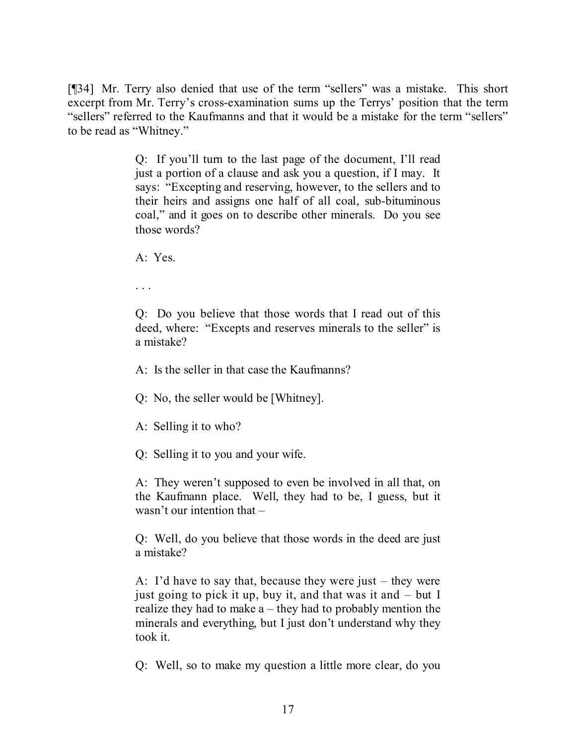[¶34] Mr. Terry also denied that use of the term "sellers" was a mistake. This short excerpt from Mr. Terry's cross-examination sums up the Terrys' position that the term "sellers" referred to the Kaufmanns and that it would be a mistake for the term "sellers" to be read as "Whitney."

> Q: If you'll turn to the last page of the document, I'll read just a portion of a clause and ask you a question, if I may. It says: "Excepting and reserving, however, to the sellers and to their heirs and assigns one half of all coal, sub-bituminous coal," and it goes on to describe other minerals. Do you see those words?
>
> A: Yes.
>
> . . .
>
> Q: Do you believe that those words that I read out of this deed, where: "Excepts and reserves minerals to the seller" is a mistake?
>
> A: Is the seller in that case the Kaufmanns?
>
> Q: No, the seller would be [Whitney].
>
> A: Selling it to who?
>
> Q: Selling it to you and your wife.
>
> A: They weren't supposed to even be involved in all that, on the Kaufmann place. Well, they had to be, I guess, but it wasn't our intention that –
>
> Q: Well, do you believe that those words in the deed are just a mistake?
>
> A: I'd have to say that, because they were just – they were just going to pick it up, buy it, and that was it and – but I realize they had to make a – they had to probably mention the minerals and everything, but I just don't understand why they took it.
>
> Q: Well, so to make my question a little more clear, do you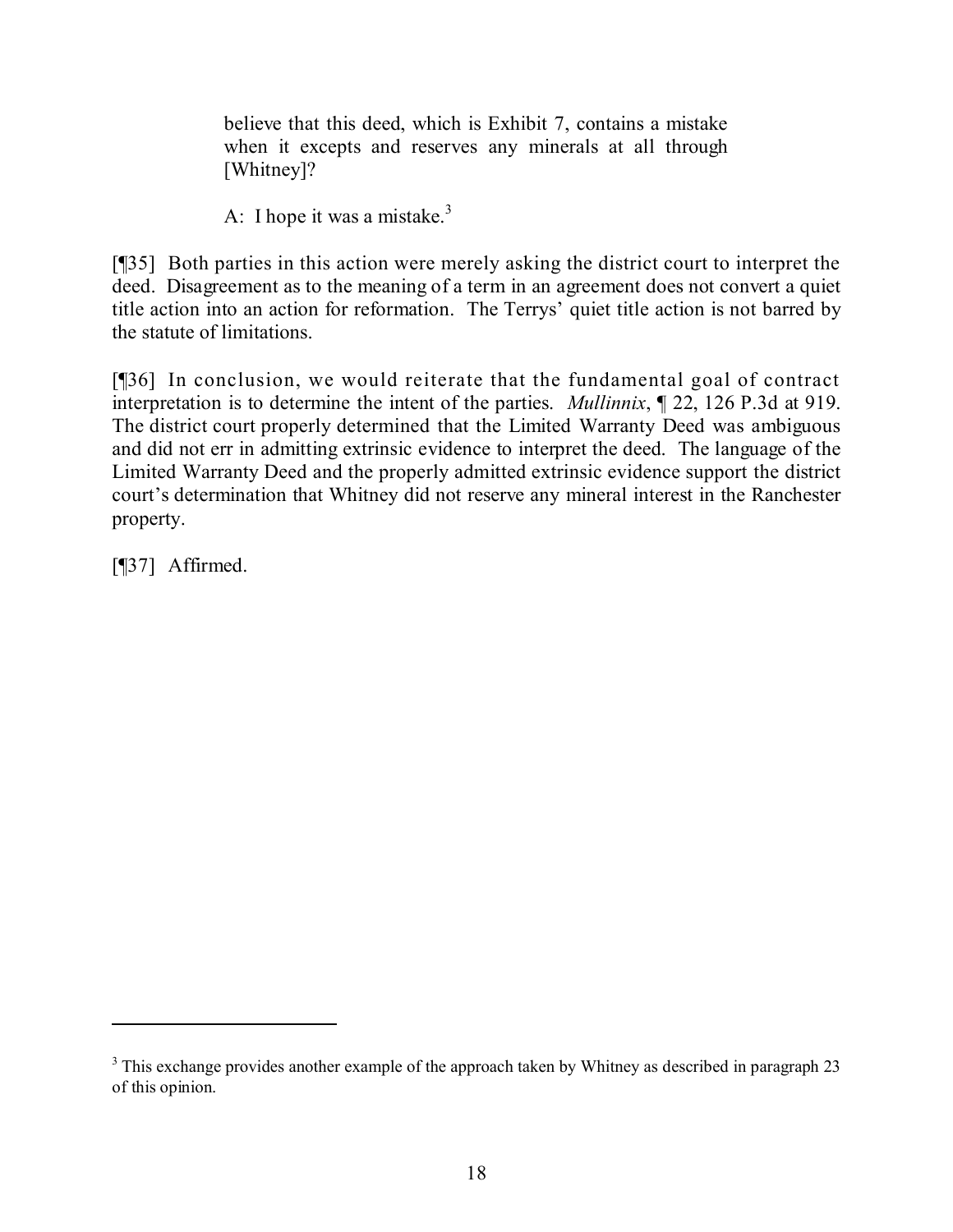> believe that this deed, which is Exhibit 7, contains a mistake when it excepts and reserves any minerals at all through [Whitney]?
>
> A: I hope it was a mistake.[3]

[¶35] Both parties in this action were merely asking the district court to interpret the deed. Disagreement as to the meaning of a term in an agreement does not convert a quiet title action into an action for reformation. The Terrys' quiet title action is not barred by the statute of limitations.

[¶36] In conclusion, we would reiterate that the fundamental goal of contract interpretation is to determine the intent of the parties. *Mullinnix*, ¶ 22, 126 P.3d at 919. The district court properly determined that the Limited Warranty Deed was ambiguous and did not err in admitting extrinsic evidence to interpret the deed. The language of the Limited Warranty Deed and the properly admitted extrinsic evidence support the district court's determination that Whitney did not reserve any mineral interest in the Ranchester property.

[¶37] Affirmed.

---

[3] This exchange provides another example of the approach taken by Whitney as described in paragraph 23 of this opinion.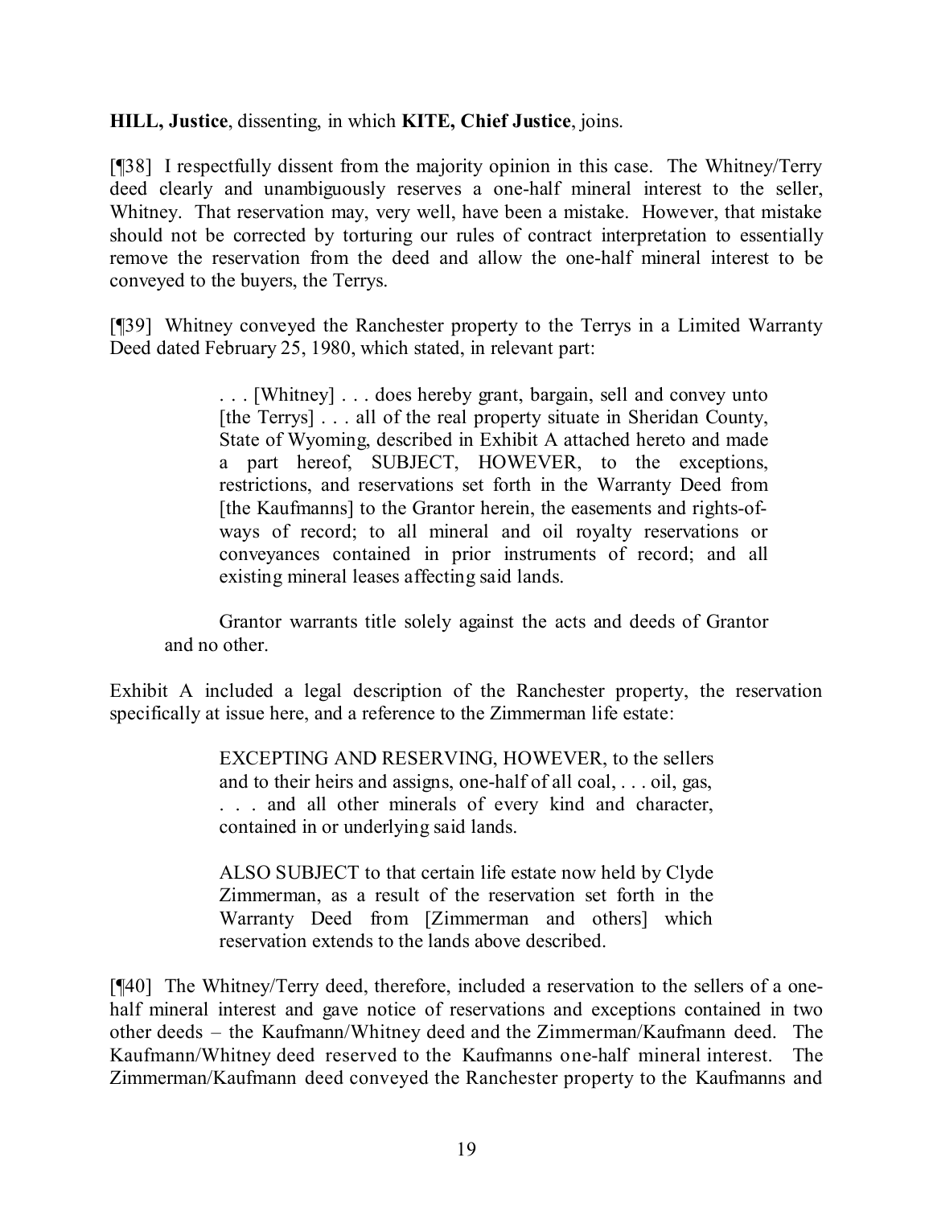**HILL, Justice**, dissenting, in which **KITE, Chief Justice**, joins.

[¶38] I respectfully dissent from the majority opinion in this case. The Whitney/Terry deed clearly and unambiguously reserves a one-half mineral interest to the seller, Whitney. That reservation may, very well, have been a mistake. However, that mistake should not be corrected by torturing our rules of contract interpretation to essentially remove the reservation from the deed and allow the one-half mineral interest to be conveyed to the buyers, the Terrys.

[¶39] Whitney conveyed the Ranchester property to the Terrys in a Limited Warranty Deed dated February 25, 1980, which stated, in relevant part:

> . . . [Whitney] . . . does hereby grant, bargain, sell and convey unto [the Terrys] . . . all of the real property situate in Sheridan County, State of Wyoming, described in Exhibit A attached hereto and made a part hereof, SUBJECT, HOWEVER, to the exceptions, restrictions, and reservations set forth in the Warranty Deed from [the Kaufmanns] to the Grantor herein, the easements and rights-of-ways of record; to all mineral and oil royalty reservations or conveyances contained in prior instruments of record; and all existing mineral leases affecting said lands.
>
> Grantor warrants title solely against the acts and deeds of Grantor and no other.

Exhibit A included a legal description of the Ranchester property, the reservation specifically at issue here, and a reference to the Zimmerman life estate:

> EXCEPTING AND RESERVING, HOWEVER, to the sellers and to their heirs and assigns, one-half of all coal, . . . oil, gas, . . . and all other minerals of every kind and character, contained in or underlying said lands.
>
> ALSO SUBJECT to that certain life estate now held by Clyde Zimmerman, as a result of the reservation set forth in the Warranty Deed from [Zimmerman and others] which reservation extends to the lands above described.

[¶40] The Whitney/Terry deed, therefore, included a reservation to the sellers of a one-half mineral interest and gave notice of reservations and exceptions contained in two other deeds – the Kaufmann/Whitney deed and the Zimmerman/Kaufmann deed. The Kaufmann/Whitney deed reserved to the Kaufmanns one-half mineral interest. The Zimmerman/Kaufmann deed conveyed the Ranchester property to the Kaufmanns and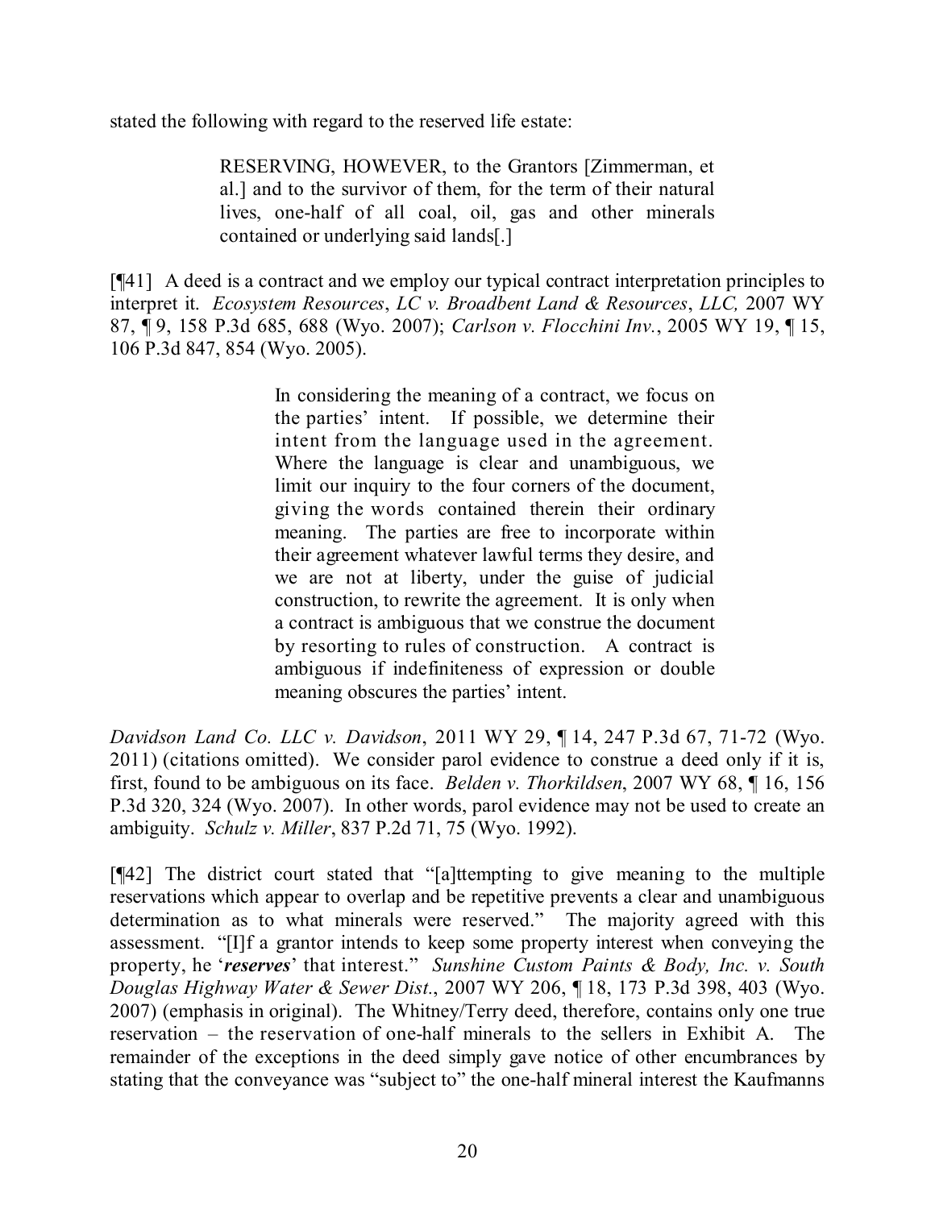stated the following with regard to the reserved life estate:

> RESERVING, HOWEVER, to the Grantors [Zimmerman, et al.] and to the survivor of them, for the term of their natural lives, one-half of all coal, oil, gas and other minerals contained or underlying said lands[.]

[¶41] A deed is a contract and we employ our typical contract interpretation principles to interpret it. *Ecosystem Resources*, *LC v. Broadbent Land & Resources*, *LLC,* 2007 WY 87, ¶ 9, 158 P.3d 685, 688 (Wyo. 2007); *Carlson v. Flocchini Inv.*, 2005 WY 19, ¶ 15, 106 P.3d 847, 854 (Wyo. 2005).

> In considering the meaning of a contract, we focus on the parties' intent. If possible, we determine their intent from the language used in the agreement. Where the language is clear and unambiguous, we limit our inquiry to the four corners of the document, giving the words contained therein their ordinary meaning. The parties are free to incorporate within their agreement whatever lawful terms they desire, and we are not at liberty, under the guise of judicial construction, to rewrite the agreement. It is only when a contract is ambiguous that we construe the document by resorting to rules of construction. A contract is ambiguous if indefiniteness of expression or double meaning obscures the parties' intent.

*Davidson Land Co. LLC v. Davidson*, 2011 WY 29, ¶ 14, 247 P.3d 67, 71-72 (Wyo. 2011) (citations omitted). We consider parol evidence to construe a deed only if it is, first, found to be ambiguous on its face. *Belden v. Thorkildsen*, 2007 WY 68, ¶ 16, 156 P.3d 320, 324 (Wyo. 2007). In other words, parol evidence may not be used to create an ambiguity. *Schulz v. Miller*, 837 P.2d 71, 75 (Wyo. 1992).

[¶42] The district court stated that "[a]ttempting to give meaning to the multiple reservations which appear to overlap and be repetitive prevents a clear and unambiguous determination as to what minerals were reserved." The majority agreed with this assessment. "[I]f a grantor intends to keep some property interest when conveying the property, he '***reserves***' that interest." *Sunshine Custom Paints & Body, Inc. v. South Douglas Highway Water & Sewer Dist.*, 2007 WY 206, ¶ 18, 173 P.3d 398, 403 (Wyo. 2007) (emphasis in original). The Whitney/Terry deed, therefore, contains only one true reservation – the reservation of one-half minerals to the sellers in Exhibit A. The remainder of the exceptions in the deed simply gave notice of other encumbrances by stating that the conveyance was "subject to" the one-half mineral interest the Kaufmanns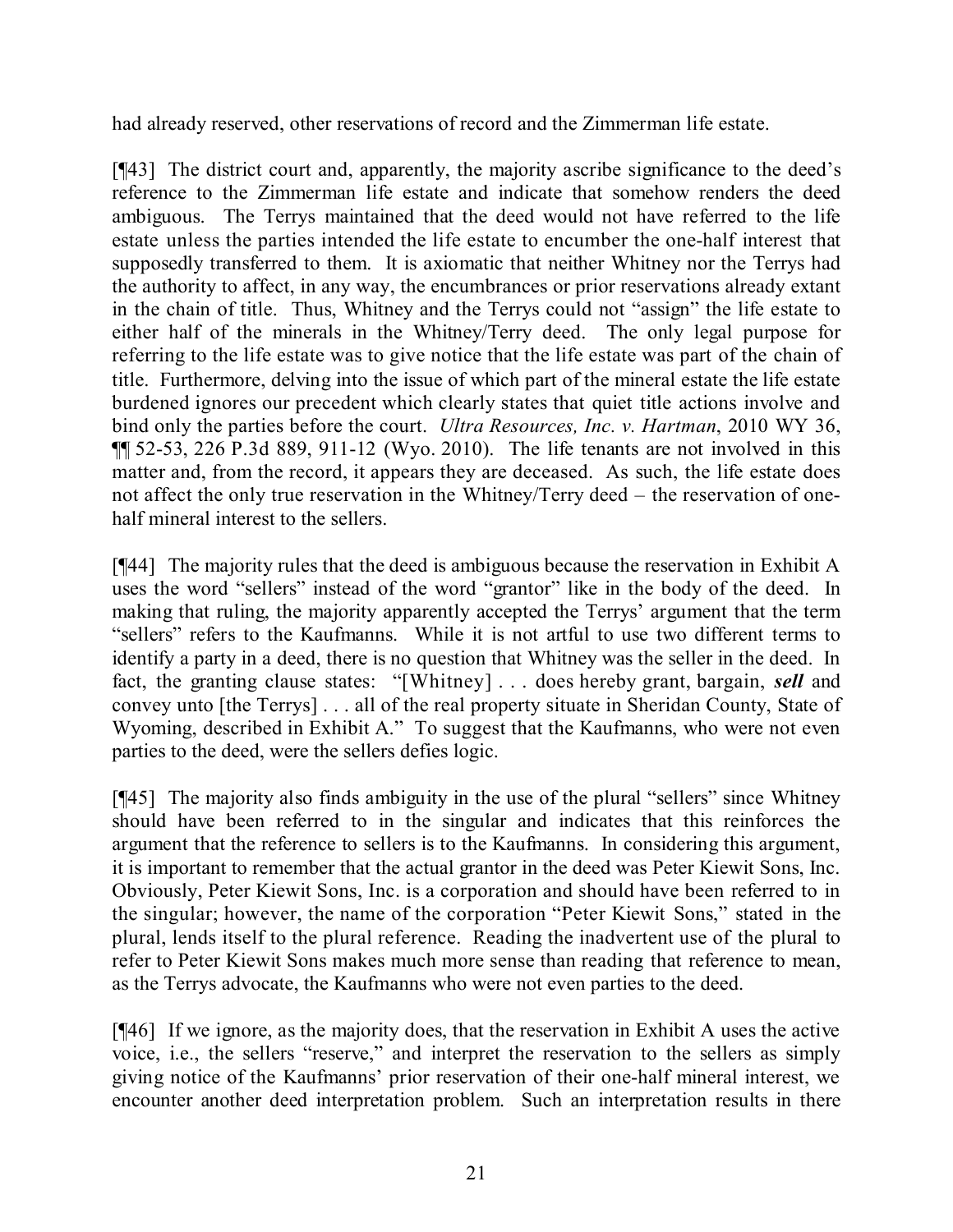had already reserved, other reservations of record and the Zimmerman life estate.

[¶43] The district court and, apparently, the majority ascribe significance to the deed's reference to the Zimmerman life estate and indicate that somehow renders the deed ambiguous. The Terrys maintained that the deed would not have referred to the life estate unless the parties intended the life estate to encumber the one-half interest that supposedly transferred to them. It is axiomatic that neither Whitney nor the Terrys had the authority to affect, in any way, the encumbrances or prior reservations already extant in the chain of title. Thus, Whitney and the Terrys could not "assign" the life estate to either half of the minerals in the Whitney/Terry deed. The only legal purpose for referring to the life estate was to give notice that the life estate was part of the chain of title. Furthermore, delving into the issue of which part of the mineral estate the life estate burdened ignores our precedent which clearly states that quiet title actions involve and bind only the parties before the court. *Ultra Resources, Inc. v. Hartman*, 2010 WY 36, ¶¶ 52-53, 226 P.3d 889, 911-12 (Wyo. 2010). The life tenants are not involved in this matter and, from the record, it appears they are deceased. As such, the life estate does not affect the only true reservation in the Whitney/Terry deed – the reservation of one-half mineral interest to the sellers.

[¶44] The majority rules that the deed is ambiguous because the reservation in Exhibit A uses the word "sellers" instead of the word "grantor" like in the body of the deed. In making that ruling, the majority apparently accepted the Terrys' argument that the term "sellers" refers to the Kaufmanns. While it is not artful to use two different terms to identify a party in a deed, there is no question that Whitney was the seller in the deed. In fact, the granting clause states: "[Whitney] . . . does hereby grant, bargain, ***sell*** and convey unto [the Terrys] . . . all of the real property situate in Sheridan County, State of Wyoming, described in Exhibit A." To suggest that the Kaufmanns, who were not even parties to the deed, were the sellers defies logic.

[¶45] The majority also finds ambiguity in the use of the plural "sellers" since Whitney should have been referred to in the singular and indicates that this reinforces the argument that the reference to sellers is to the Kaufmanns. In considering this argument, it is important to remember that the actual grantor in the deed was Peter Kiewit Sons, Inc. Obviously, Peter Kiewit Sons, Inc. is a corporation and should have been referred to in the singular; however, the name of the corporation "Peter Kiewit Sons," stated in the plural, lends itself to the plural reference. Reading the inadvertent use of the plural to refer to Peter Kiewit Sons makes much more sense than reading that reference to mean, as the Terrys advocate, the Kaufmanns who were not even parties to the deed.

[¶46] If we ignore, as the majority does, that the reservation in Exhibit A uses the active voice, i.e., the sellers "reserve," and interpret the reservation to the sellers as simply giving notice of the Kaufmanns' prior reservation of their one-half mineral interest, we encounter another deed interpretation problem. Such an interpretation results in there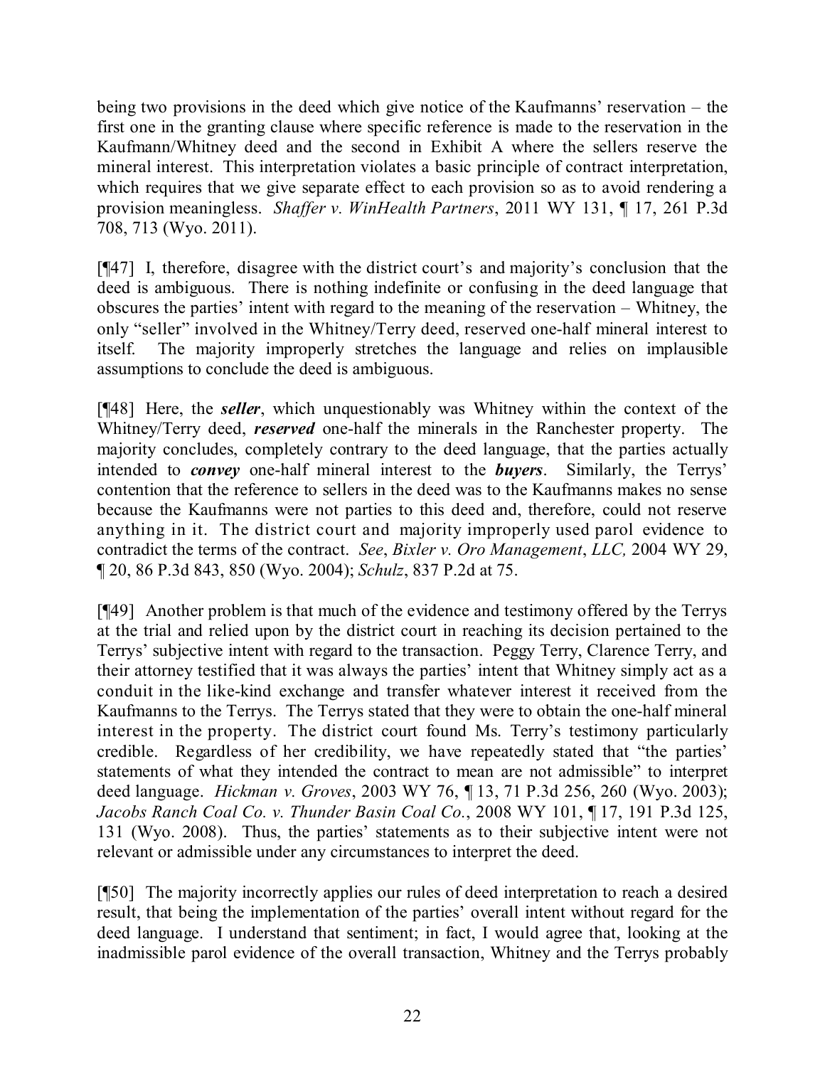being two provisions in the deed which give notice of the Kaufmanns' reservation – the first one in the granting clause where specific reference is made to the reservation in the Kaufmann/Whitney deed and the second in Exhibit A where the sellers reserve the mineral interest. This interpretation violates a basic principle of contract interpretation, which requires that we give separate effect to each provision so as to avoid rendering a provision meaningless. *Shaffer v. WinHealth Partners*, 2011 WY 131, ¶ 17, 261 P.3d 708, 713 (Wyo. 2011).

[¶47] I, therefore, disagree with the district court's and majority's conclusion that the deed is ambiguous. There is nothing indefinite or confusing in the deed language that obscures the parties' intent with regard to the meaning of the reservation – Whitney, the only "seller" involved in the Whitney/Terry deed, reserved one-half mineral interest to itself. The majority improperly stretches the language and relies on implausible assumptions to conclude the deed is ambiguous.

[¶48] Here, the ***seller***, which unquestionably was Whitney within the context of the Whitney/Terry deed, ***reserved*** one-half the minerals in the Ranchester property. The majority concludes, completely contrary to the deed language, that the parties actually intended to ***convey*** one-half mineral interest to the ***buyers***. Similarly, the Terrys' contention that the reference to sellers in the deed was to the Kaufmanns makes no sense because the Kaufmanns were not parties to this deed and, therefore, could not reserve anything in it. The district court and majority improperly used parol evidence to contradict the terms of the contract. *See*, *Bixler v. Oro Management*, *LLC,* 2004 WY 29, ¶ 20, 86 P.3d 843, 850 (Wyo. 2004); *Schulz*, 837 P.2d at 75.

[¶49] Another problem is that much of the evidence and testimony offered by the Terrys at the trial and relied upon by the district court in reaching its decision pertained to the Terrys' subjective intent with regard to the transaction. Peggy Terry, Clarence Terry, and their attorney testified that it was always the parties' intent that Whitney simply act as a conduit in the like-kind exchange and transfer whatever interest it received from the Kaufmanns to the Terrys. The Terrys stated that they were to obtain the one-half mineral interest in the property. The district court found Ms. Terry's testimony particularly credible. Regardless of her credibility, we have repeatedly stated that "the parties' statements of what they intended the contract to mean are not admissible" to interpret deed language. *Hickman v. Groves*, 2003 WY 76, ¶ 13, 71 P.3d 256, 260 (Wyo. 2003); *Jacobs Ranch Coal Co. v. Thunder Basin Coal Co.*, 2008 WY 101, ¶ 17, 191 P.3d 125, 131 (Wyo. 2008). Thus, the parties' statements as to their subjective intent were not relevant or admissible under any circumstances to interpret the deed.

[¶50] The majority incorrectly applies our rules of deed interpretation to reach a desired result, that being the implementation of the parties' overall intent without regard for the deed language. I understand that sentiment; in fact, I would agree that, looking at the inadmissible parol evidence of the overall transaction, Whitney and the Terrys probably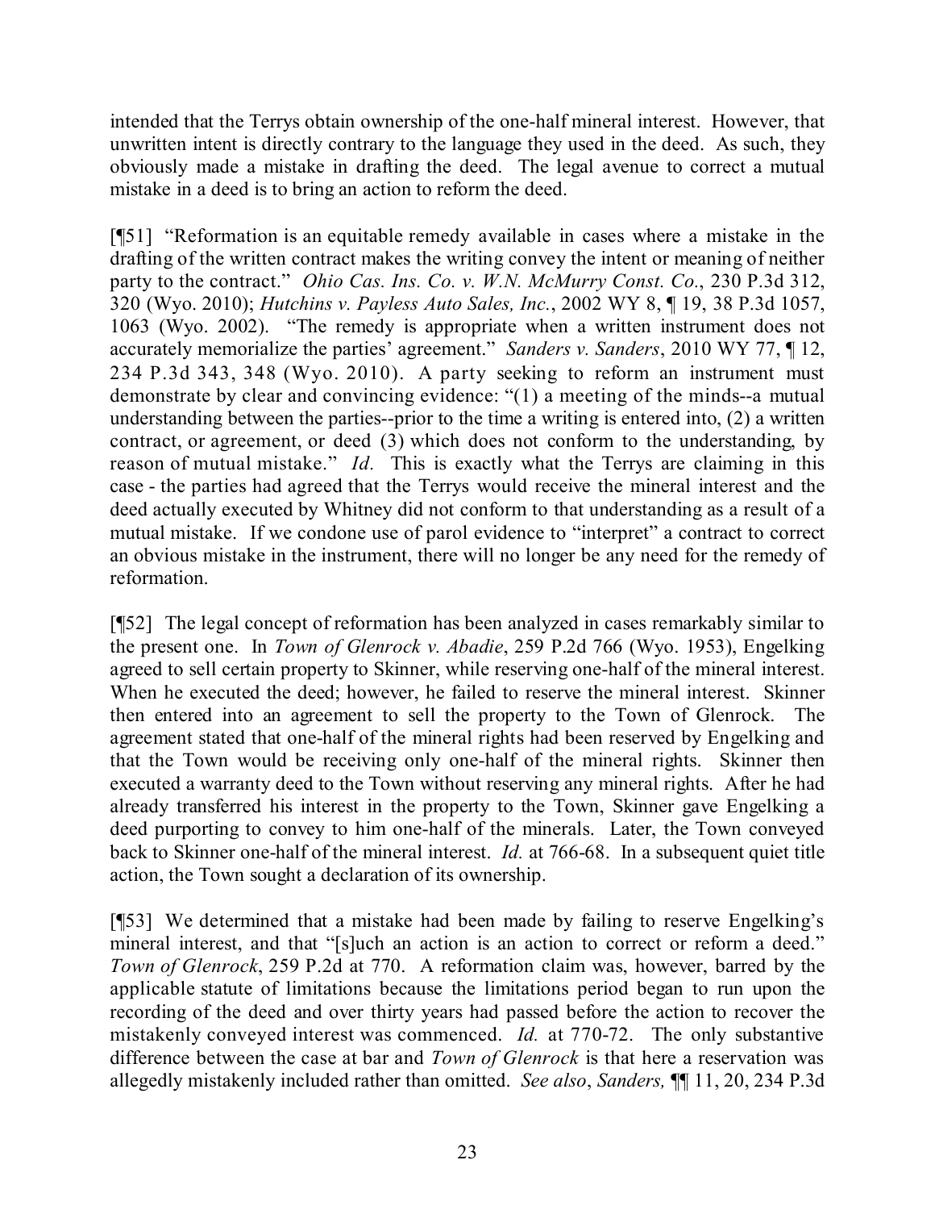intended that the Terrys obtain ownership of the one-half mineral interest. However, that unwritten intent is directly contrary to the language they used in the deed. As such, they obviously made a mistake in drafting the deed. The legal avenue to correct a mutual mistake in a deed is to bring an action to reform the deed.

[¶51] "Reformation is an equitable remedy available in cases where a mistake in the drafting of the written contract makes the writing convey the intent or meaning of neither party to the contract." *Ohio Cas. Ins. Co. v. W.N. McMurry Const. Co.*, 230 P.3d 312, 320 (Wyo. 2010); *Hutchins v. Payless Auto Sales, Inc.*, 2002 WY 8, ¶ 19, 38 P.3d 1057, 1063 (Wyo. 2002). "The remedy is appropriate when a written instrument does not accurately memorialize the parties' agreement." *Sanders v. Sanders*, 2010 WY 77, ¶ 12, 234 P.3d 343, 348 (Wyo. 2010). A party seeking to reform an instrument must demonstrate by clear and convincing evidence: "(1) a meeting of the minds--a mutual understanding between the parties--prior to the time a writing is entered into, (2) a written contract, or agreement, or deed (3) which does not conform to the understanding, by reason of mutual mistake." *Id.* This is exactly what the Terrys are claiming in this case - the parties had agreed that the Terrys would receive the mineral interest and the deed actually executed by Whitney did not conform to that understanding as a result of a mutual mistake. If we condone use of parol evidence to "interpret" a contract to correct an obvious mistake in the instrument, there will no longer be any need for the remedy of reformation.

[¶52] The legal concept of reformation has been analyzed in cases remarkably similar to the present one. In *Town of Glenrock v. Abadie*, 259 P.2d 766 (Wyo. 1953), Engelking agreed to sell certain property to Skinner, while reserving one-half of the mineral interest. When he executed the deed; however, he failed to reserve the mineral interest. Skinner then entered into an agreement to sell the property to the Town of Glenrock. The agreement stated that one-half of the mineral rights had been reserved by Engelking and that the Town would be receiving only one-half of the mineral rights. Skinner then executed a warranty deed to the Town without reserving any mineral rights. After he had already transferred his interest in the property to the Town, Skinner gave Engelking a deed purporting to convey to him one-half of the minerals. Later, the Town conveyed back to Skinner one-half of the mineral interest. *Id.* at 766-68. In a subsequent quiet title action, the Town sought a declaration of its ownership.

[¶53] We determined that a mistake had been made by failing to reserve Engelking's mineral interest, and that "[s]uch an action is an action to correct or reform a deed." *Town of Glenrock*, 259 P.2d at 770. A reformation claim was, however, barred by the applicable statute of limitations because the limitations period began to run upon the recording of the deed and over thirty years had passed before the action to recover the mistakenly conveyed interest was commenced. *Id.* at 770-72. The only substantive difference between the case at bar and *Town of Glenrock* is that here a reservation was allegedly mistakenly included rather than omitted. *See also*, *Sanders,* ¶¶ 11, 20, 234 P.3d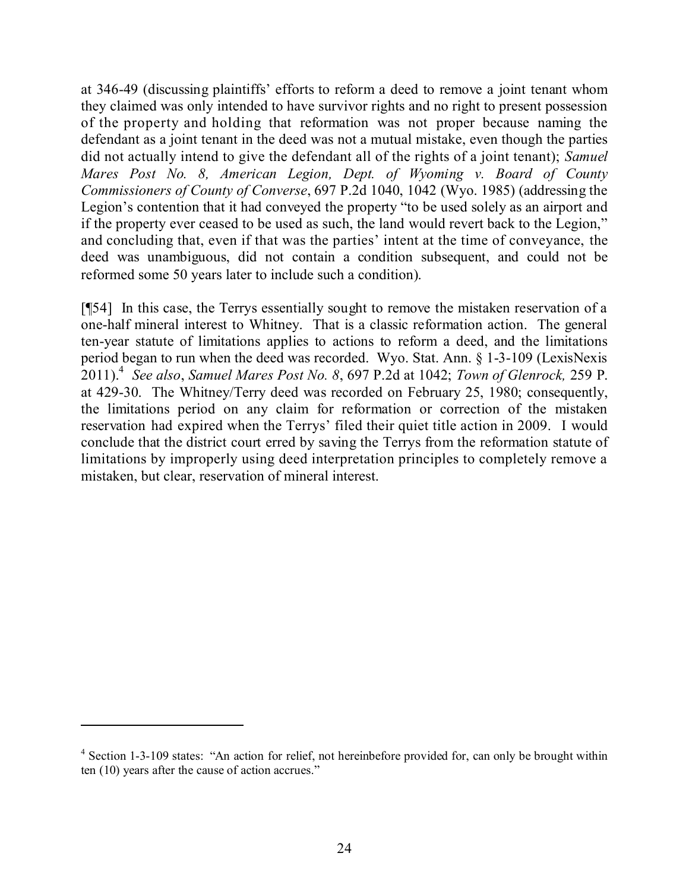at 346-49 (discussing plaintiffs' efforts to reform a deed to remove a joint tenant whom they claimed was only intended to have survivor rights and no right to present possession of the property and holding that reformation was not proper because naming the defendant as a joint tenant in the deed was not a mutual mistake, even though the parties did not actually intend to give the defendant all of the rights of a joint tenant); *Samuel Mares Post No. 8, American Legion, Dept. of Wyoming v. Board of County Commissioners of County of Converse*, 697 P.2d 1040, 1042 (Wyo. 1985) (addressing the Legion's contention that it had conveyed the property "to be used solely as an airport and if the property ever ceased to be used as such, the land would revert back to the Legion," and concluding that, even if that was the parties' intent at the time of conveyance, the deed was unambiguous, did not contain a condition subsequent, and could not be reformed some 50 years later to include such a condition).

[¶54] In this case, the Terrys essentially sought to remove the mistaken reservation of a one-half mineral interest to Whitney. That is a classic reformation action. The general ten-year statute of limitations applies to actions to reform a deed, and the limitations period began to run when the deed was recorded. Wyo. Stat. Ann. § 1-3-109 (LexisNexis 2011).[4] *See also*, *Samuel Mares Post No. 8*, 697 P.2d at 1042; *Town of Glenrock,* 259 P. at 429-30. The Whitney/Terry deed was recorded on February 25, 1980; consequently, the limitations period on any claim for reformation or correction of the mistaken reservation had expired when the Terrys' filed their quiet title action in 2009. I would conclude that the district court erred by saving the Terrys from the reformation statute of limitations by improperly using deed interpretation principles to completely remove a mistaken, but clear, reservation of mineral interest.

---

[4] Section 1-3-109 states: "An action for relief, not hereinbefore provided for, can only be brought within ten (10) years after the cause of action accrues."